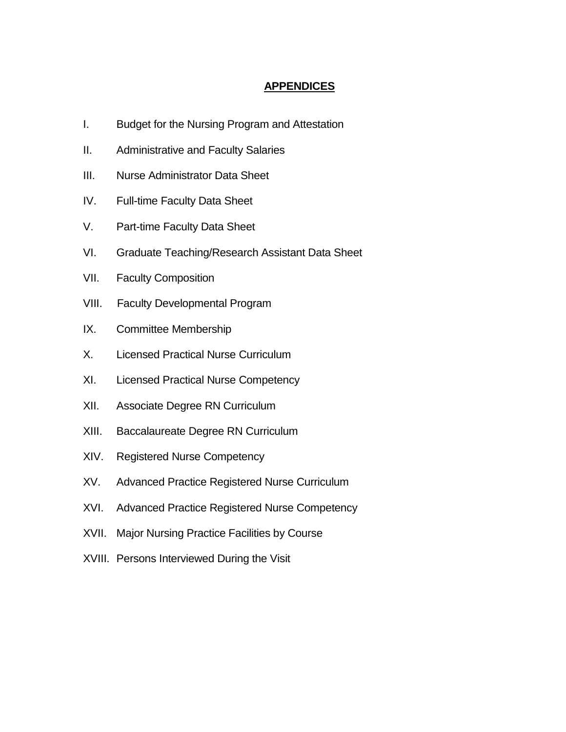# APPENDICES

I. Budget for the Nursing Program and Attestation

II. Administrative and Faculty Salaries

III. Nurse Administrator Data Sheet

IV. Full-time Faculty Data Sheet

V. Part-time Faculty Data Sheet

VI. Graduate Teaching/Research Assistant Data Sheet

VII. Faculty Composition

VIII. Faculty Developmental Program

IX. Committee Membership

X. Licensed Practical Nurse Curriculum

XI. Licensed Practical Nurse Competency

XII. Associate Degree RN Curriculum

XIII. Baccalaureate Degree RN Curriculum

XIV. Registered Nurse Competency

XV. Advanced Practice Registered Nurse Curriculum

XVI. Advanced Practice Registered Nurse Competency

XVII. Major Nursing Practice Facilities by Course

XVIII. Persons Interviewed During the Visit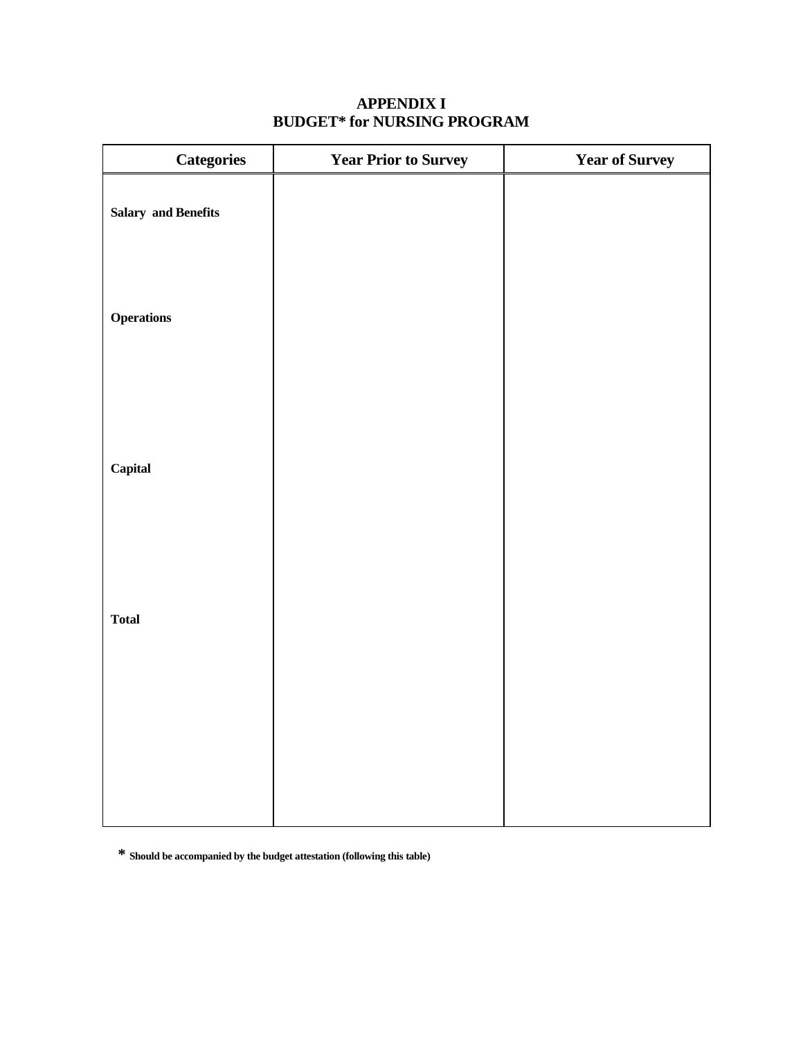# APPENDIX I
# BUDGET* for NURSING PROGRAM

| Categories | Year Prior to Survey | Year of Survey |
|---|---|---|
| **Salary and Benefits** | | |
| **Operations** | | |
| **Capital** | | |
| **Total** | | |

**\* Should be accompanied by the budget attestation (following this table)**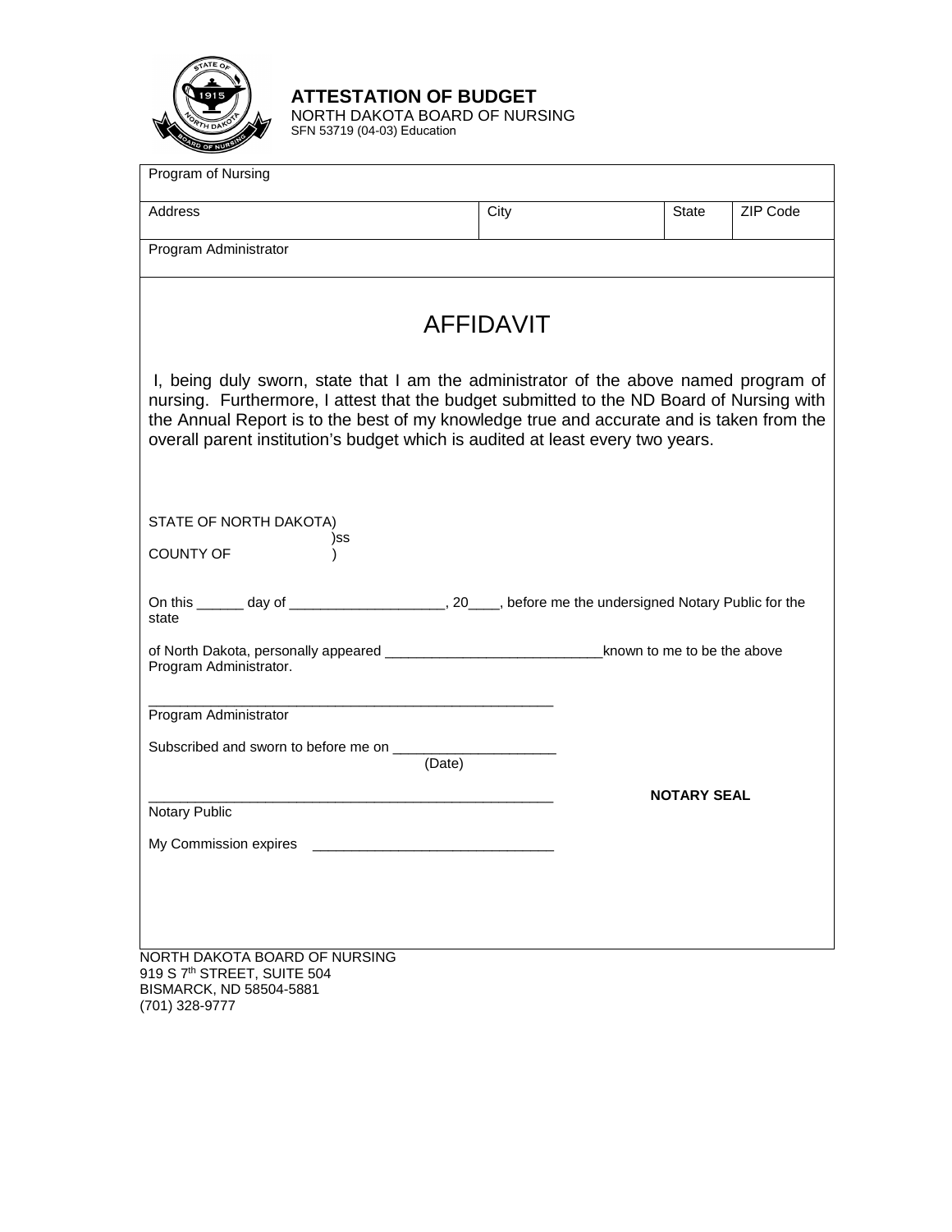# ATTESTATION OF BUDGET

NORTH DAKOTA BOARD OF NURSING
SFN 53719 (04-03) Education

| Program of Nursing | | | |
|---|---|---|---|
| Address | City | State | ZIP Code |
| Program Administrator | | | |

## AFFIDAVIT

I, being duly sworn, state that I am the administrator of the above named program of nursing. Furthermore, I attest that the budget submitted to the ND Board of Nursing with the Annual Report is to the best of my knowledge true and accurate and is taken from the overall parent institution's budget which is audited at least every two years.

STATE OF NORTH DAKOTA)
)ss
COUNTY OF )

On this ______ day of ____________________, 20____, before me the undersigned Notary Public for the state

of North Dakota, personally appeared ____________________________known to me to be the above Program Administrator.

_____________________________________________________
Program Administrator

Subscribed and sworn to before me on _____________________
(Date)

_____________________________________________________ **NOTARY SEAL**
Notary Public

My Commission expires _______________________________

NORTH DAKOTA BOARD OF NURSING
919 S 7th STREET, SUITE 504
BISMARCK, ND 58504-5881
(701) 328-9777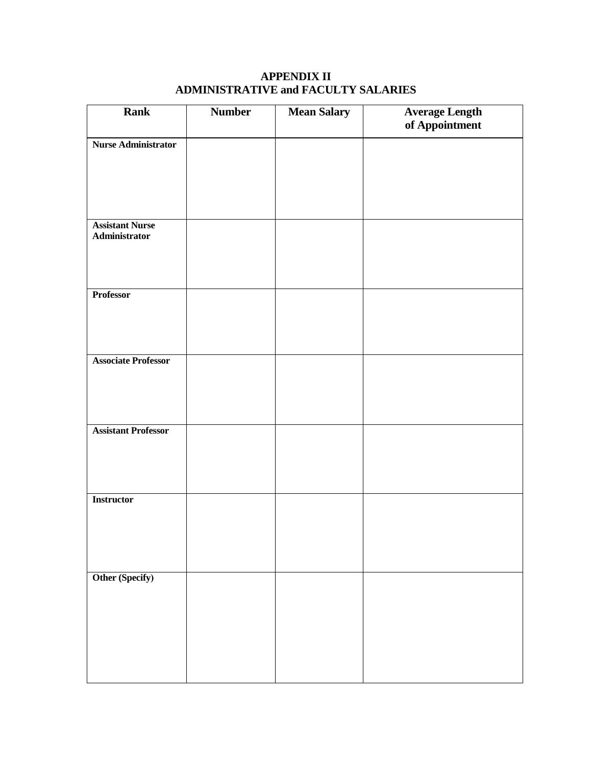# APPENDIX II
## ADMINISTRATIVE and FACULTY SALARIES

| Rank | Number | Mean Salary | Average Length of Appointment |
|---|---|---|---|
| **Nurse Administrator** | | | |
| **Assistant Nurse Administrator** | | | |
| **Professor** | | | |
| **Associate Professor** | | | |
| **Assistant Professor** | | | |
| **Instructor** | | | |
| **Other (Specify)** | | | |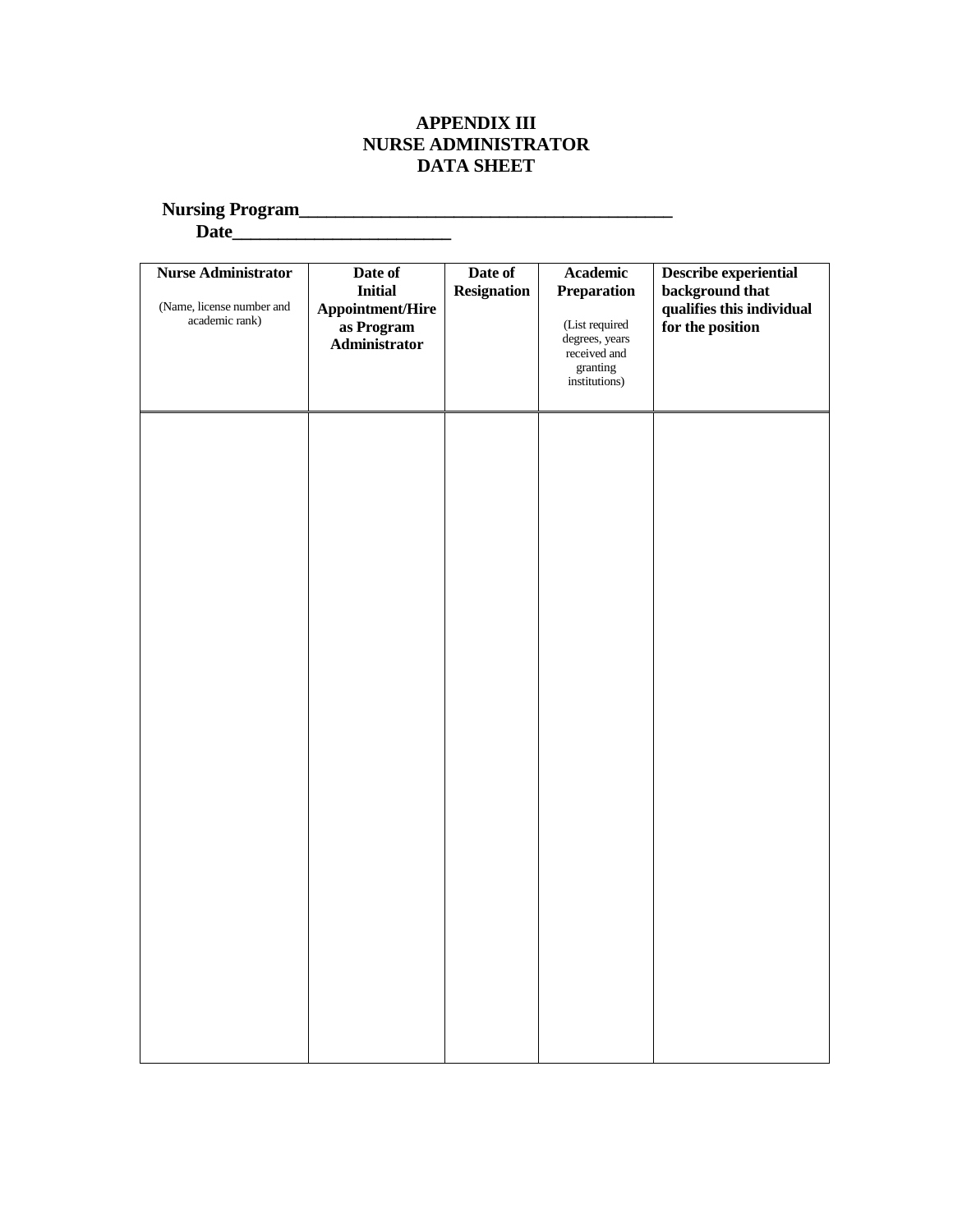# APPENDIX III
# NURSE ADMINISTRATOR
# DATA SHEET

**Nursing Program________________________________________**

**Date________________________**

| **Nurse Administrator**<br><br>(Name, license number and academic rank) | **Date of Initial Appointment/Hire as Program Administrator** | **Date of Resignation** | **Academic Preparation**<br><br>(List required degrees, years received and granting institutions) | **Describe experiential background that qualifies this individual for the position** |
|---|---|---|---|---|
| | | | | |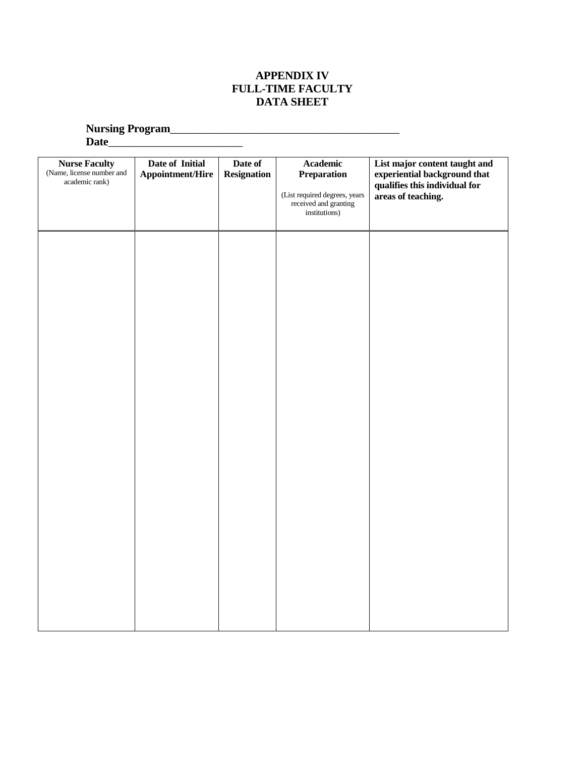# APPENDIX IV
# FULL-TIME FACULTY
# DATA SHEET

**Nursing Program**_________________________________________

**Date**________________________

| **Nurse Faculty** (Name, license number and academic rank) | **Date of Initial Appointment/Hire** | **Date of Resignation** | **Academic Preparation** (List required degrees, years received and granting institutions) | **List major content taught and experiential background that qualifies this individual for areas of teaching.** |
|---|---|---|---|---|
| | | | | |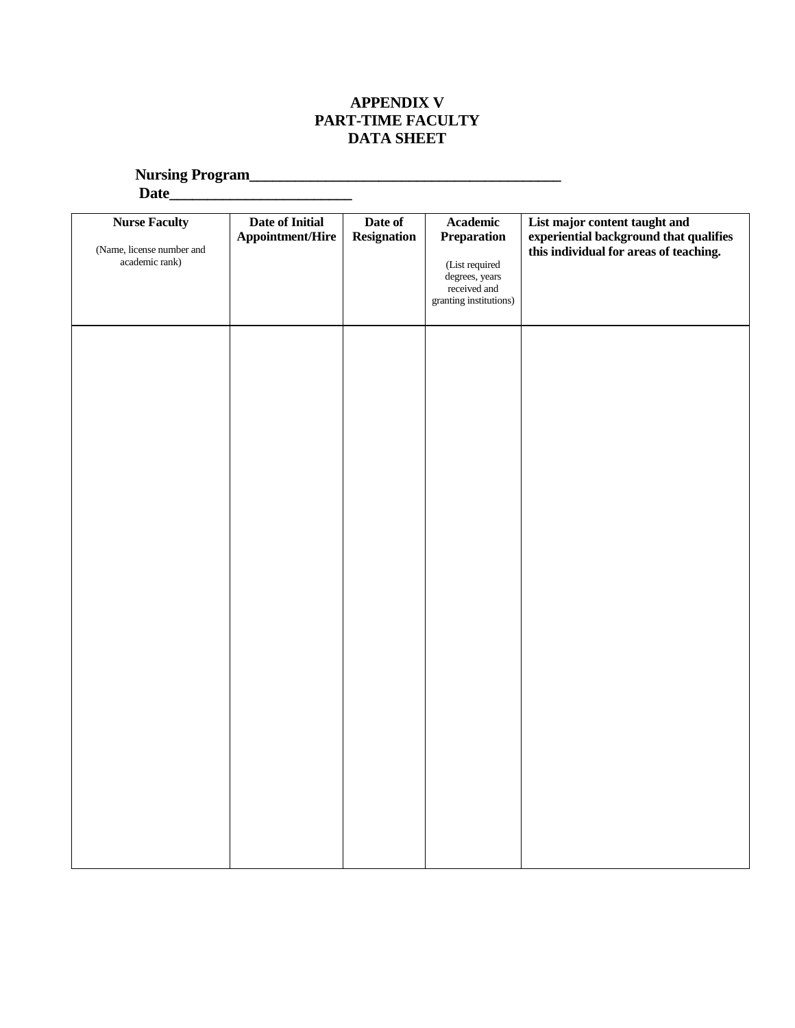# APPENDIX V
# PART-TIME FACULTY
# DATA SHEET

**Nursing Program_______________________________________**
**Date_______________________**

| **Nurse Faculty** (Name, license number and academic rank) | **Date of Initial Appointment/Hire** | **Date of Resignation** | **Academic Preparation** (List required degrees, years received and granting institutions) | **List major content taught and experiential background that qualifies this individual for areas of teaching.** |
|---|---|---|---|---|
| | | | | |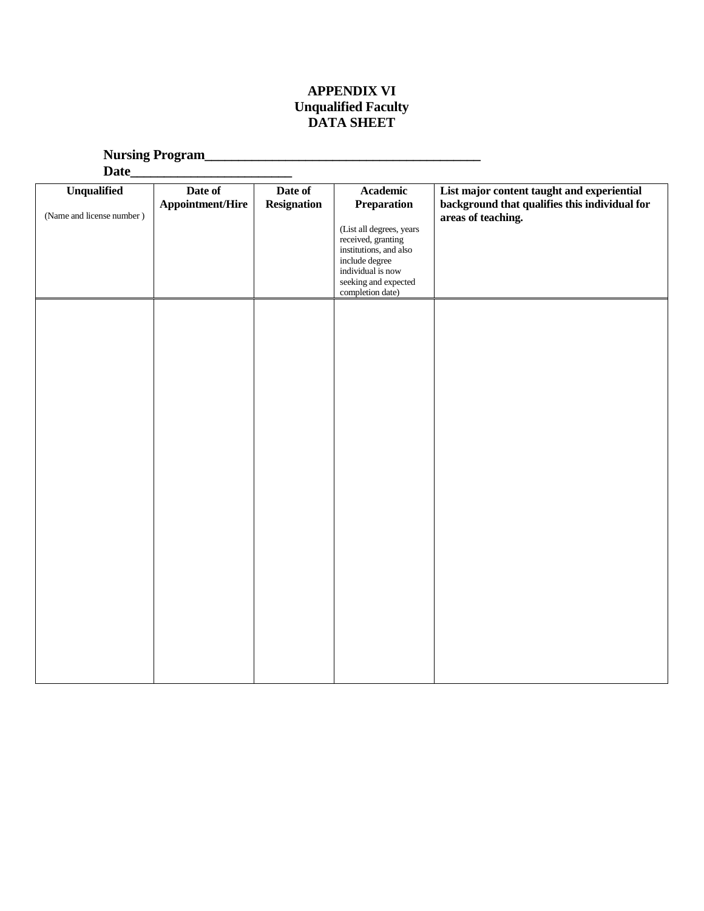# APPENDIX VI
# Unqualified Faculty
# DATA SHEET

**Nursing Program\_\_\_\_\_\_\_\_\_\_\_\_\_\_\_\_\_\_\_\_\_\_\_\_\_\_\_\_\_\_\_\_\_\_\_\_\_\_\_\_**
**Date\_\_\_\_\_\_\_\_\_\_\_\_\_\_\_\_\_\_\_\_\_\_\_**

| **Unqualified**<br>(Name and license number ) | **Date of Appointment/Hire** | **Date of Resignation** | **Academic Preparation**<br>(List all degrees, years received, granting institutions, and also include degree individual is now seeking and expected completion date) | **List major content taught and experiential background that qualifies this individual for areas of teaching.** |
|---|---|---|---|---|
| | | | | |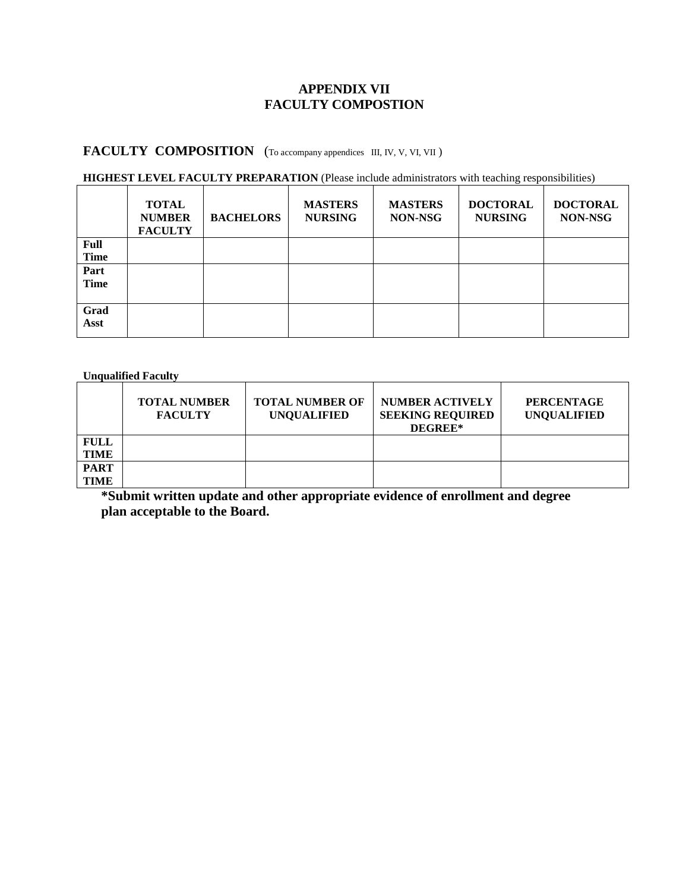# APPENDIX VII
# FACULTY COMPOSTION

## FACULTY COMPOSITION (To accompany appendices III, IV, V, VI, VII )

**HIGHEST LEVEL FACULTY PREPARATION** (Please include administrators with teaching responsibilities)

| | TOTAL NUMBER FACULTY | BACHELORS | MASTERS NURSING | MASTERS NON-NSG | DOCTORAL NURSING | DOCTORAL NON-NSG |
|---|---|---|---|---|---|---|
| **Full Time** | | | | | | |
| **Part Time** | | | | | | |
| **Grad Asst** | | | | | | |

**Unqualified Faculty**

| | TOTAL NUMBER FACULTY | TOTAL NUMBER OF UNQUALIFIED | NUMBER ACTIVELY SEEKING REQUIRED DEGREE* | PERCENTAGE UNQUALIFIED |
|---|---|---|---|---|
| **FULL TIME** | | | | |
| **PART TIME** | | | | |

**\*Submit written update and other appropriate evidence of enrollment and degree plan acceptable to the Board.**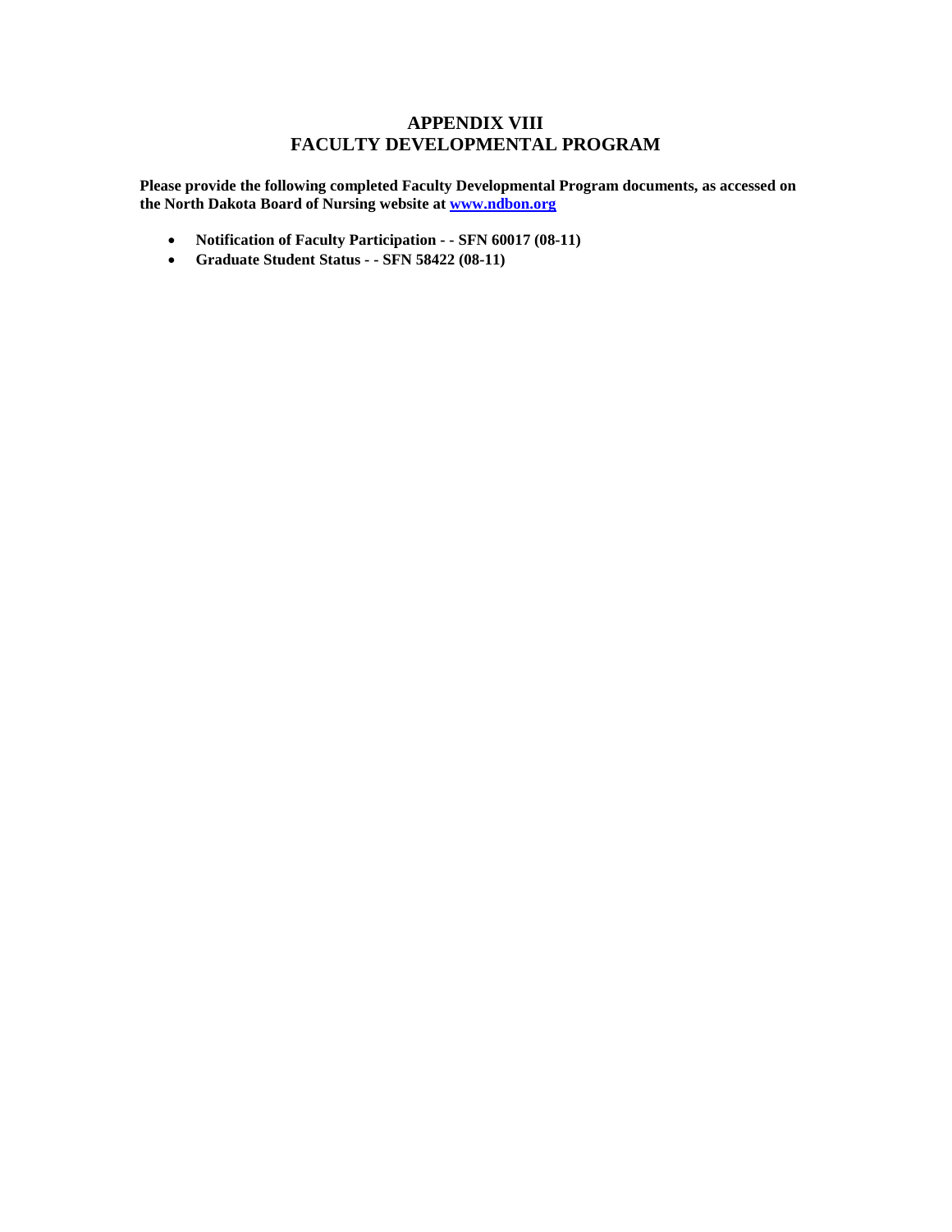# APPENDIX VIII
# FACULTY DEVELOPMENTAL PROGRAM

**Please provide the following completed Faculty Developmental Program documents, as accessed on the North Dakota Board of Nursing website at [www.ndbon.org](www.ndbon.org)**

- **Notification of Faculty Participation - - SFN 60017 (08-11)**
- **Graduate Student Status - - SFN 58422 (08-11)**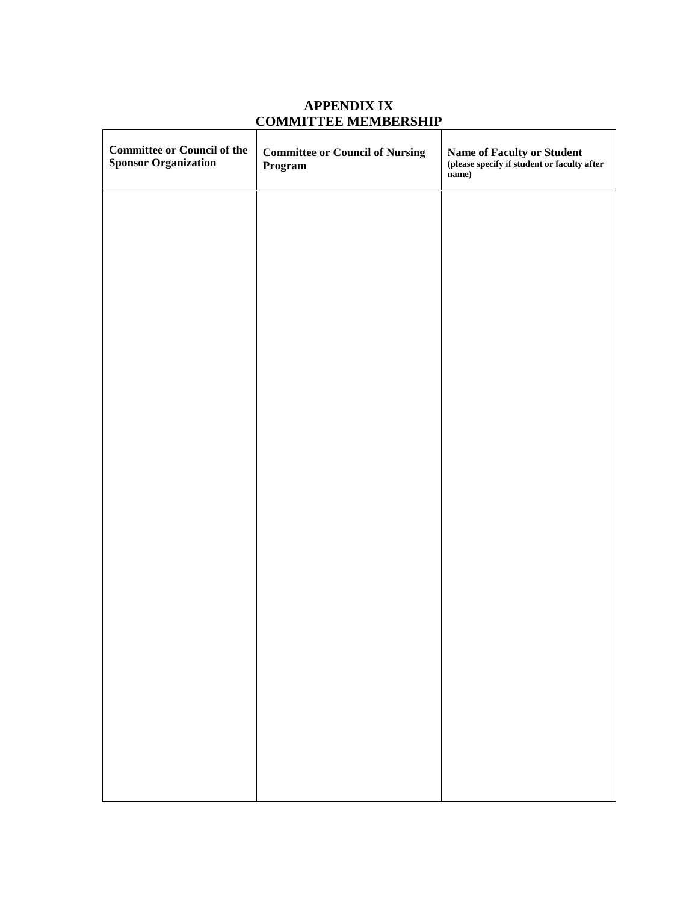# APPENDIX IX
# COMMITTEE MEMBERSHIP

| **Committee or Council of the Sponsor Organization** | **Committee or Council of Nursing Program** | **Name of Faculty or Student** (please specify if student or faculty after name) |
|---|---|---|
| | | |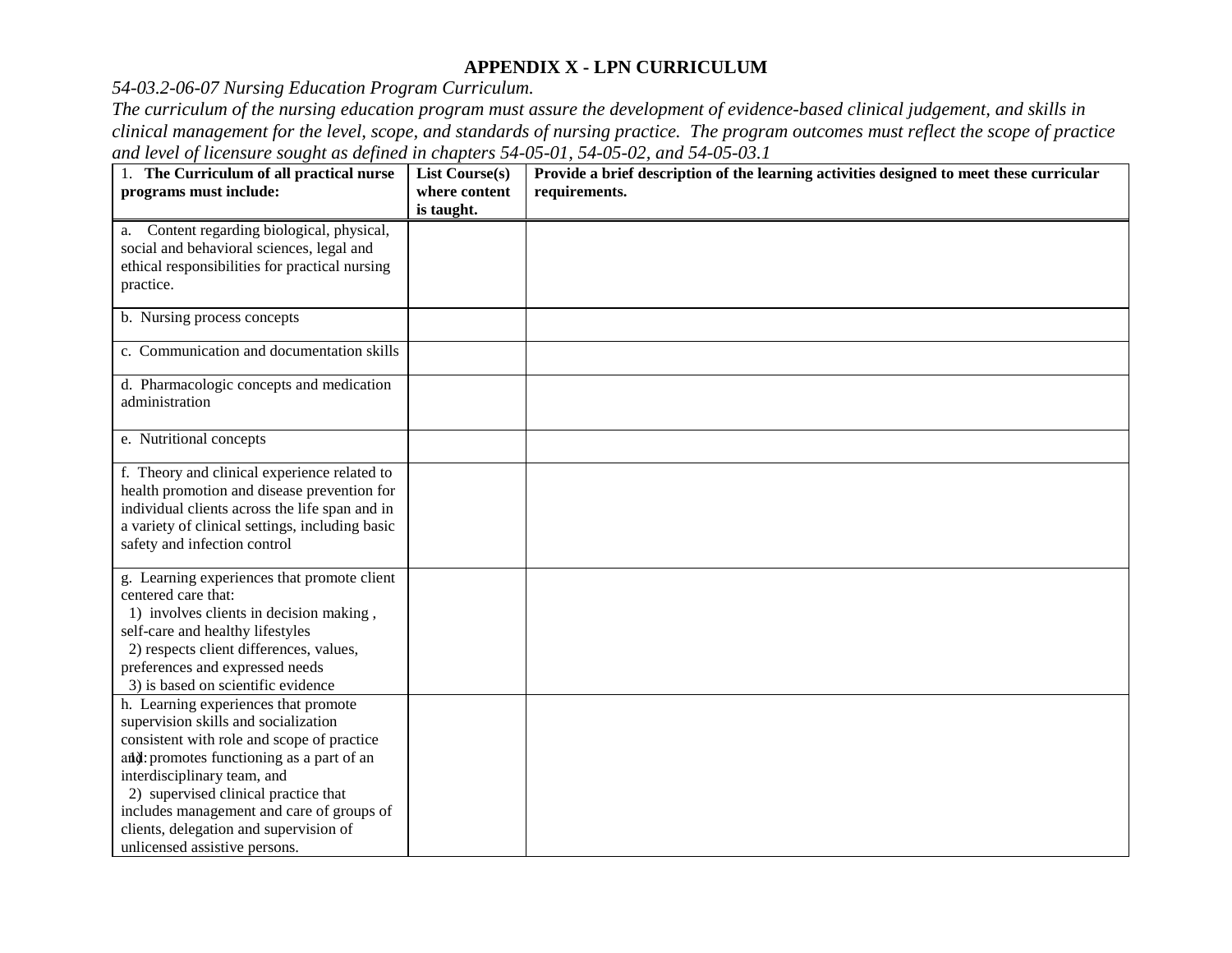**APPENDIX X - LPN CURRICULUM**

*54-03.2-06-07 Nursing Education Program Curriculum.*

*The curriculum of the nursing education program must assure the development of evidence-based clinical judgement, and skills in clinical management for the level, scope, and standards of nursing practice. The program outcomes must reflect the scope of practice and level of licensure sought as defined in chapters 54-05-01, 54-05-02, and 54-05-03.1*

| 1. **The Curriculum of all practical nurse programs must include:** | **List Course(s) where content is taught.** | **Provide a brief description of the learning activities designed to meet these curricular requirements.** |
|---|---|---|
| a. Content regarding biological, physical, social and behavioral sciences, legal and ethical responsibilities for practical nursing practice. | | |
| b. Nursing process concepts | | |
| c. Communication and documentation skills | | |
| d. Pharmacologic concepts and medication administration | | |
| e. Nutritional concepts | | |
| f. Theory and clinical experience related to health promotion and disease prevention for individual clients across the life span and in a variety of clinical settings, including basic safety and infection control | | |
| g. Learning experiences that promote client centered care that:<br>1) involves clients in decision making , self-care and healthy lifestyles<br>2) respects client differences, values, preferences and expressed needs<br>3) is based on scientific evidence | | |
| h. Learning experiences that promote supervision skills and socialization consistent with role and scope of practice and:<br>1) promotes functioning as a part of an interdisciplinary team, and<br>2) supervised clinical practice that includes management and care of groups of clients, delegation and supervision of unlicensed assistive persons. | | |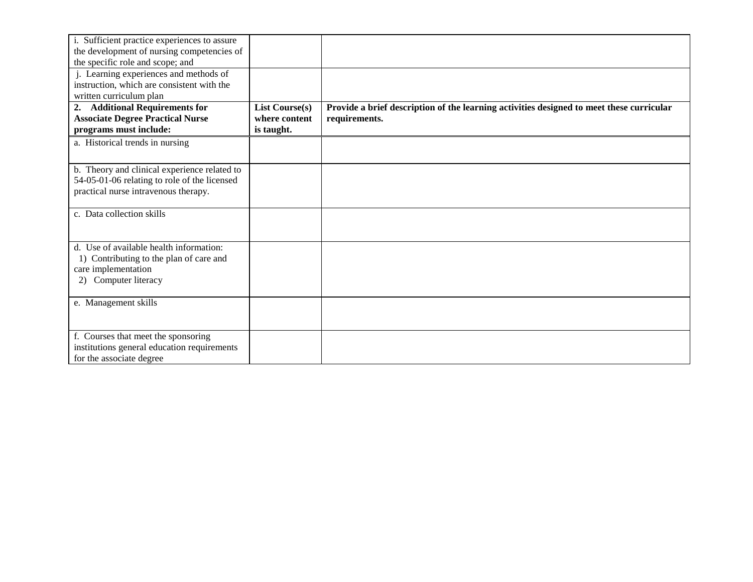| | | |
|---|---|---|
| i. Sufficient practice experiences to assure the development of nursing competencies of the specific role and scope; and | | |
| j. Learning experiences and methods of instruction, which are consistent with the written curriculum plan | | |
| **2. Additional Requirements for Associate Degree Practical Nurse programs must include:** | **List Course(s) where content is taught.** | **Provide a brief description of the learning activities designed to meet these curricular requirements.** |
| a. Historical trends in nursing | | |
| b. Theory and clinical experience related to 54-05-01-06 relating to role of the licensed practical nurse intravenous therapy. | | |
| c. Data collection skills | | |
| d. Use of available health information: 1) Contributing to the plan of care and care implementation 2) Computer literacy | | |
| e. Management skills | | |
| f. Courses that meet the sponsoring institutions general education requirements for the associate degree | | |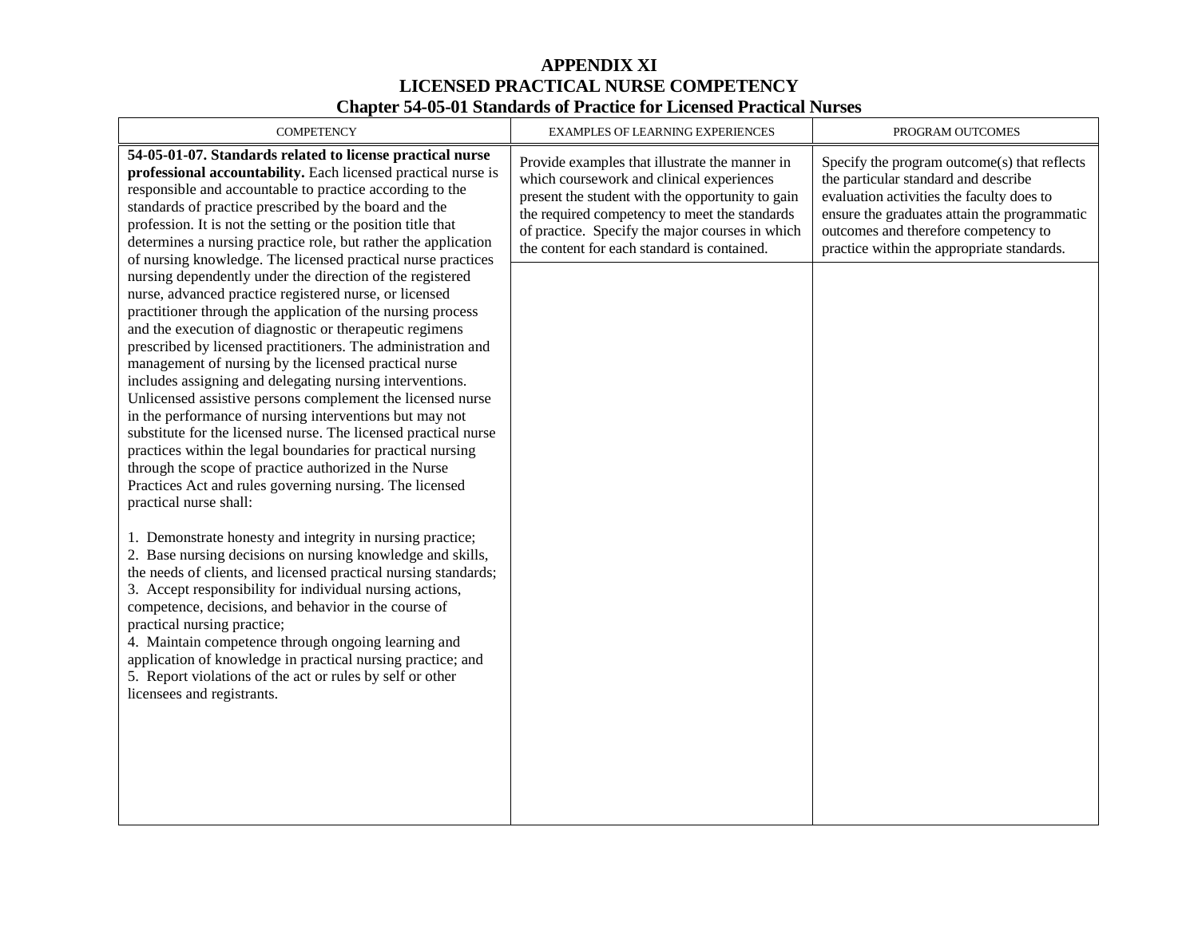# APPENDIX XI
# LICENSED PRACTICAL NURSE COMPETENCY
## Chapter 54-05-01 Standards of Practice for Licensed Practical Nurses

| COMPETENCY | EXAMPLES OF LEARNING EXPERIENCES | PROGRAM OUTCOMES |
|---|---|---|
| **54-05-01-07. Standards related to license practical nurse professional accountability.** Each licensed practical nurse is responsible and accountable to practice according to the standards of practice prescribed by the board and the profession. It is not the setting or the position title that determines a nursing practice role, but rather the application of nursing knowledge. The licensed practical nurse practices nursing dependently under the direction of the registered nurse, advanced practice registered nurse, or licensed practitioner through the application of the nursing process and the execution of diagnostic or therapeutic regimens prescribed by licensed practitioners. The administration and management of nursing by the licensed practical nurse includes assigning and delegating nursing interventions. Unlicensed assistive persons complement the licensed nurse in the performance of nursing interventions but may not substitute for the licensed nurse. The licensed practical nurse practices within the legal boundaries for practical nursing through the scope of practice authorized in the Nurse Practices Act and rules governing nursing. The licensed practical nurse shall:<br><br>1. Demonstrate honesty and integrity in nursing practice;<br>2. Base nursing decisions on nursing knowledge and skills, the needs of clients, and licensed practical nursing standards;<br>3. Accept responsibility for individual nursing actions, competence, decisions, and behavior in the course of practical nursing practice;<br>4. Maintain competence through ongoing learning and application of knowledge in practical nursing practice; and<br>5. Report violations of the act or rules by self or other licensees and registrants. | Provide examples that illustrate the manner in which coursework and clinical experiences present the student with the opportunity to gain the required competency to meet the standards of practice. Specify the major courses in which the content for each standard is contained. | Specify the program outcome(s) that reflects the particular standard and describe evaluation activities the faculty does to ensure the graduates attain the programmatic outcomes and therefore competency to practice within the appropriate standards. |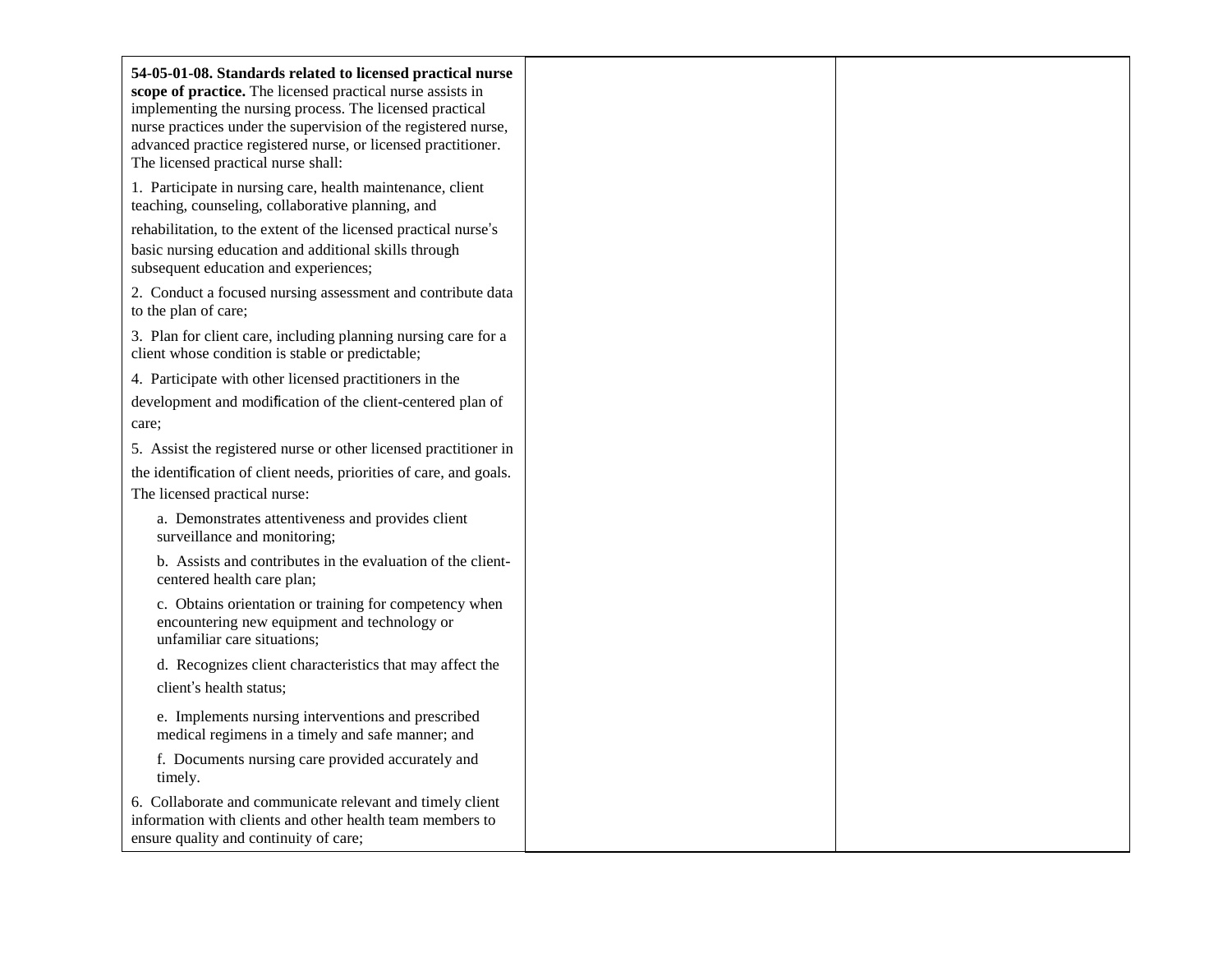| **54-05-01-08. Standards related to licensed practical nurse scope of practice.** The licensed practical nurse assists in implementing the nursing process. The licensed practical nurse practices under the supervision of the registered nurse, advanced practice registered nurse, or licensed practitioner. The licensed practical nurse shall:<br><br>1. Participate in nursing care, health maintenance, client teaching, counseling, collaborative planning, and rehabilitation, to the extent of the licensed practical nurse's basic nursing education and additional skills through subsequent education and experiences;<br><br>2. Conduct a focused nursing assessment and contribute data to the plan of care;<br><br>3. Plan for client care, including planning nursing care for a client whose condition is stable or predictable;<br><br>4. Participate with other licensed practitioners in the development and modification of the client-centered plan of care;<br><br>5. Assist the registered nurse or other licensed practitioner in the identification of client needs, priorities of care, and goals. The licensed practical nurse:<br><br>a. Demonstrates attentiveness and provides client surveillance and monitoring;<br><br>b. Assists and contributes in the evaluation of the client-centered health care plan;<br><br>c. Obtains orientation or training for competency when encountering new equipment and technology or unfamiliar care situations;<br><br>d. Recognizes client characteristics that may affect the client's health status;<br><br>e. Implements nursing interventions and prescribed medical regimens in a timely and safe manner; and<br><br>f. Documents nursing care provided accurately and timely.<br><br>6. Collaborate and communicate relevant and timely client information with clients and other health team members to ensure quality and continuity of care; | | |
|---|---|---|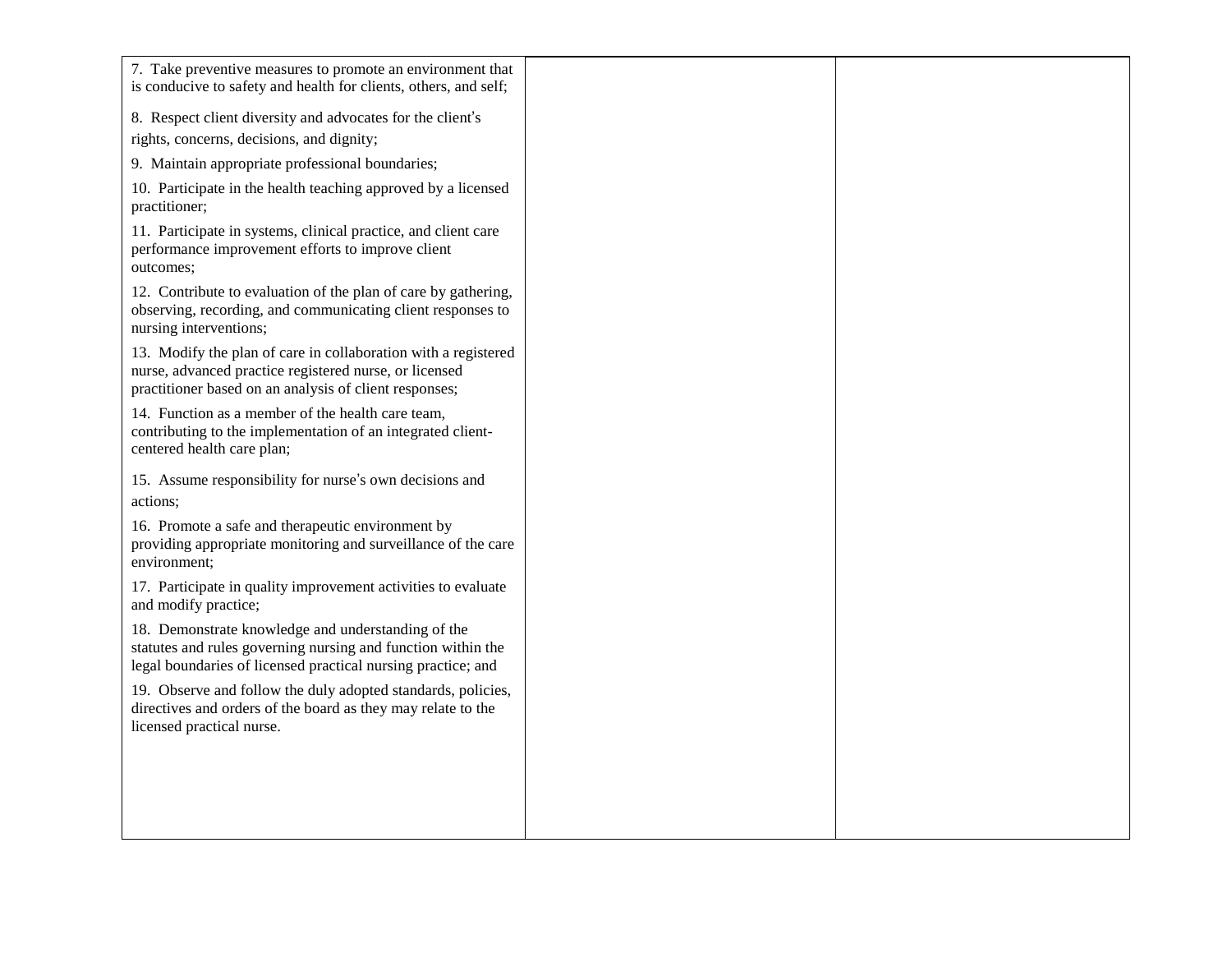| | | |
|---|---|---|
| 7. Take preventive measures to promote an environment that is conducive to safety and health for clients, others, and self;<br><br>8. Respect client diversity and advocates for the client's rights, concerns, decisions, and dignity;<br><br>9. Maintain appropriate professional boundaries;<br><br>10. Participate in the health teaching approved by a licensed practitioner;<br><br>11. Participate in systems, clinical practice, and client care performance improvement efforts to improve client outcomes;<br><br>12. Contribute to evaluation of the plan of care by gathering, observing, recording, and communicating client responses to nursing interventions;<br><br>13. Modify the plan of care in collaboration with a registered nurse, advanced practice registered nurse, or licensed practitioner based on an analysis of client responses;<br><br>14. Function as a member of the health care team, contributing to the implementation of an integrated client-centered health care plan;<br><br>15. Assume responsibility for nurse's own decisions and actions;<br><br>16. Promote a safe and therapeutic environment by providing appropriate monitoring and surveillance of the care environment;<br><br>17. Participate in quality improvement activities to evaluate and modify practice;<br><br>18. Demonstrate knowledge and understanding of the statutes and rules governing nursing and function within the legal boundaries of licensed practical nursing practice; and<br><br>19. Observe and follow the duly adopted standards, policies, directives and orders of the board as they may relate to the licensed practical nurse. | | |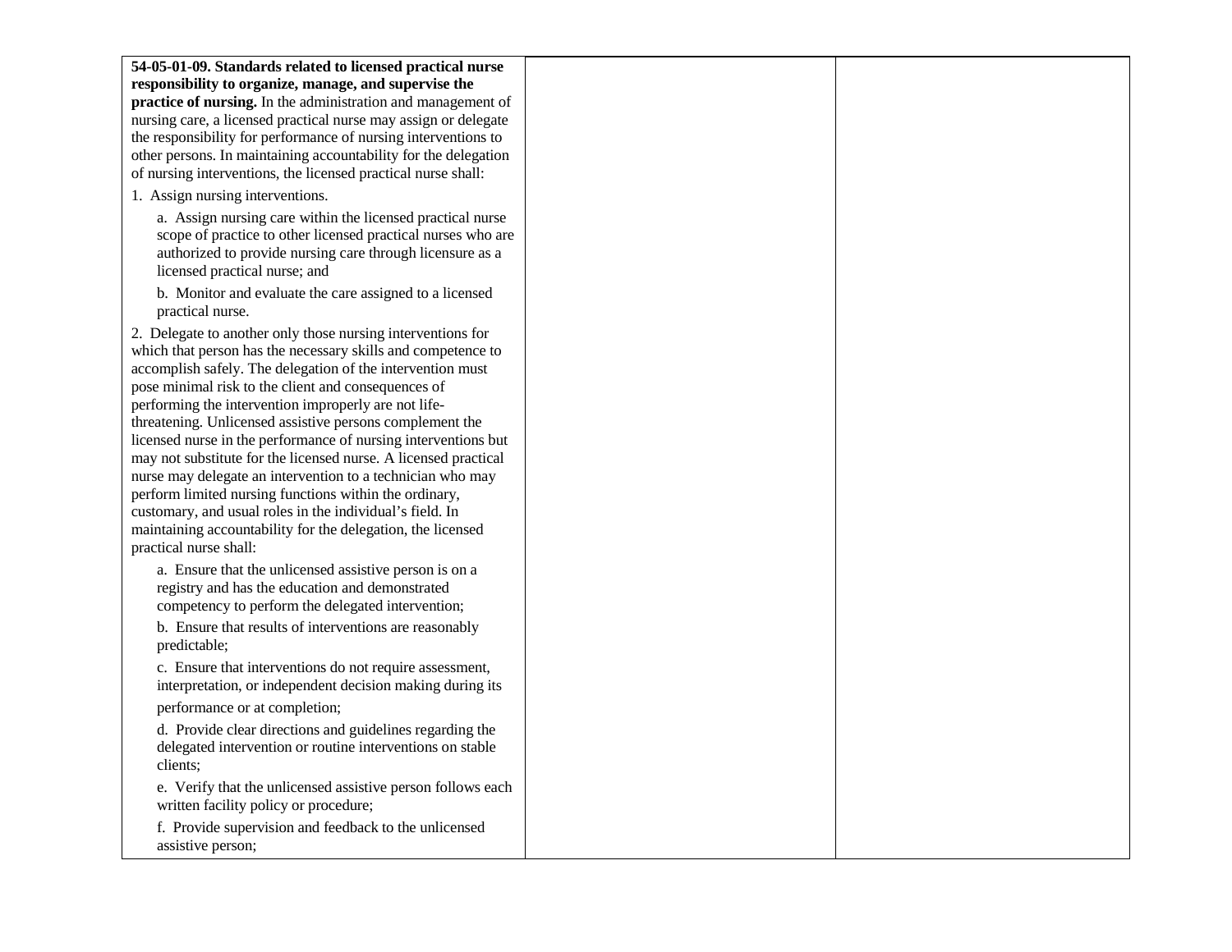| | | |
|---|---|---|
| **54-05-01-09. Standards related to licensed practical nurse responsibility to organize, manage, and supervise the practice of nursing.** In the administration and management of nursing care, a licensed practical nurse may assign or delegate the responsibility for performance of nursing interventions to other persons. In maintaining accountability for the delegation of nursing interventions, the licensed practical nurse shall:<br><br>1. Assign nursing interventions.<br><br>a. Assign nursing care within the licensed practical nurse scope of practice to other licensed practical nurses who are authorized to provide nursing care through licensure as a licensed practical nurse; and<br><br>b. Monitor and evaluate the care assigned to a licensed practical nurse.<br><br>2. Delegate to another only those nursing interventions for which that person has the necessary skills and competence to accomplish safely. The delegation of the intervention must pose minimal risk to the client and consequences of performing the intervention improperly are not life-threatening. Unlicensed assistive persons complement the licensed nurse in the performance of nursing interventions but may not substitute for the licensed nurse. A licensed practical nurse may delegate an intervention to a technician who may perform limited nursing functions within the ordinary, customary, and usual roles in the individual's field. In maintaining accountability for the delegation, the licensed practical nurse shall:<br><br>a. Ensure that the unlicensed assistive person is on a registry and has the education and demonstrated competency to perform the delegated intervention;<br><br>b. Ensure that results of interventions are reasonably predictable;<br><br>c. Ensure that interventions do not require assessment, interpretation, or independent decision making during its performance or at completion;<br><br>d. Provide clear directions and guidelines regarding the delegated intervention or routine interventions on stable clients;<br><br>e. Verify that the unlicensed assistive person follows each written facility policy or procedure;<br><br>f. Provide supervision and feedback to the unlicensed assistive person; | | |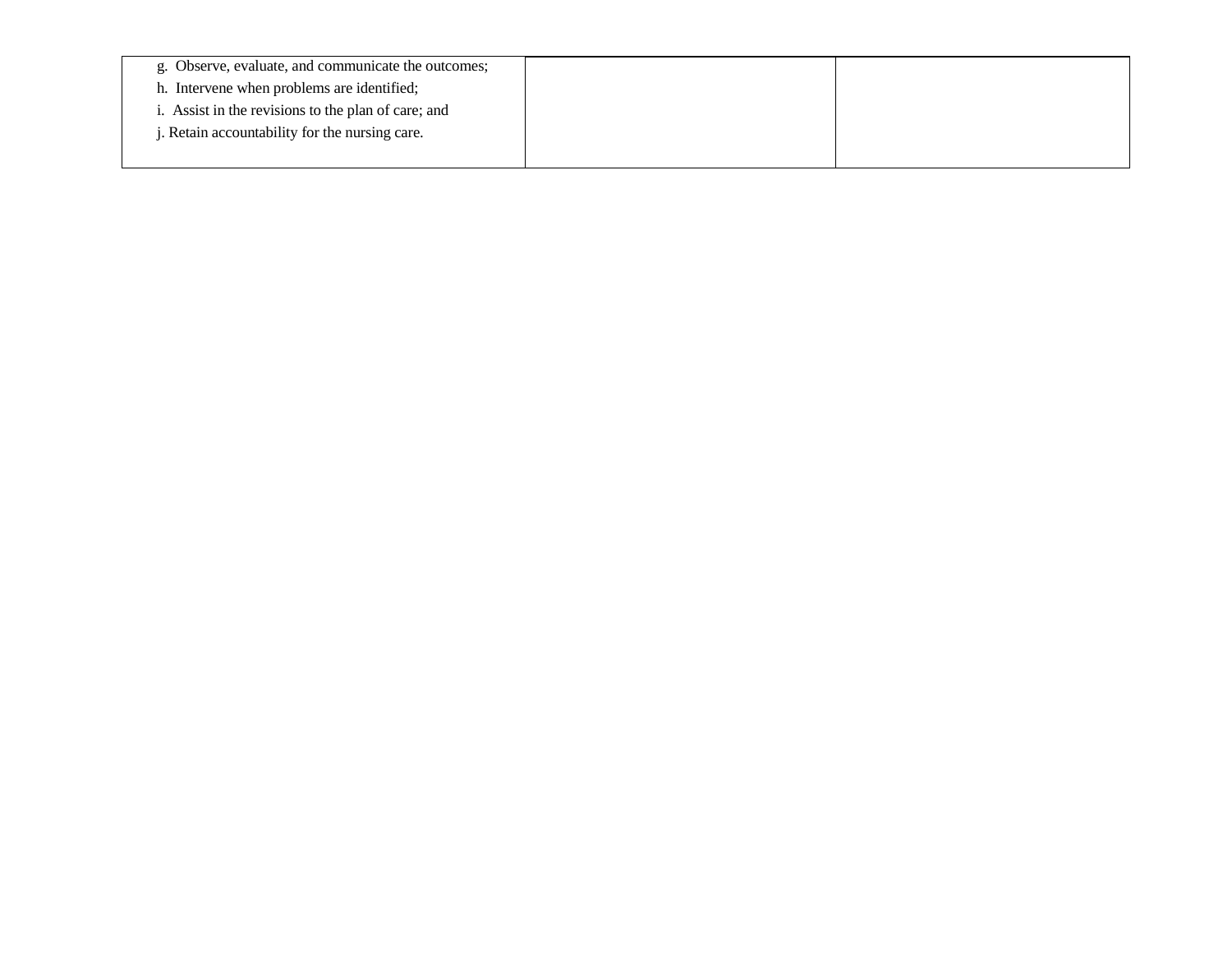| | | |
|---|---|---|
| g. Observe, evaluate, and communicate the outcomes;<br>h. Intervene when problems are identified;<br>i. Assist in the revisions to the plan of care; and<br>j. Retain accountability for the nursing care. | | |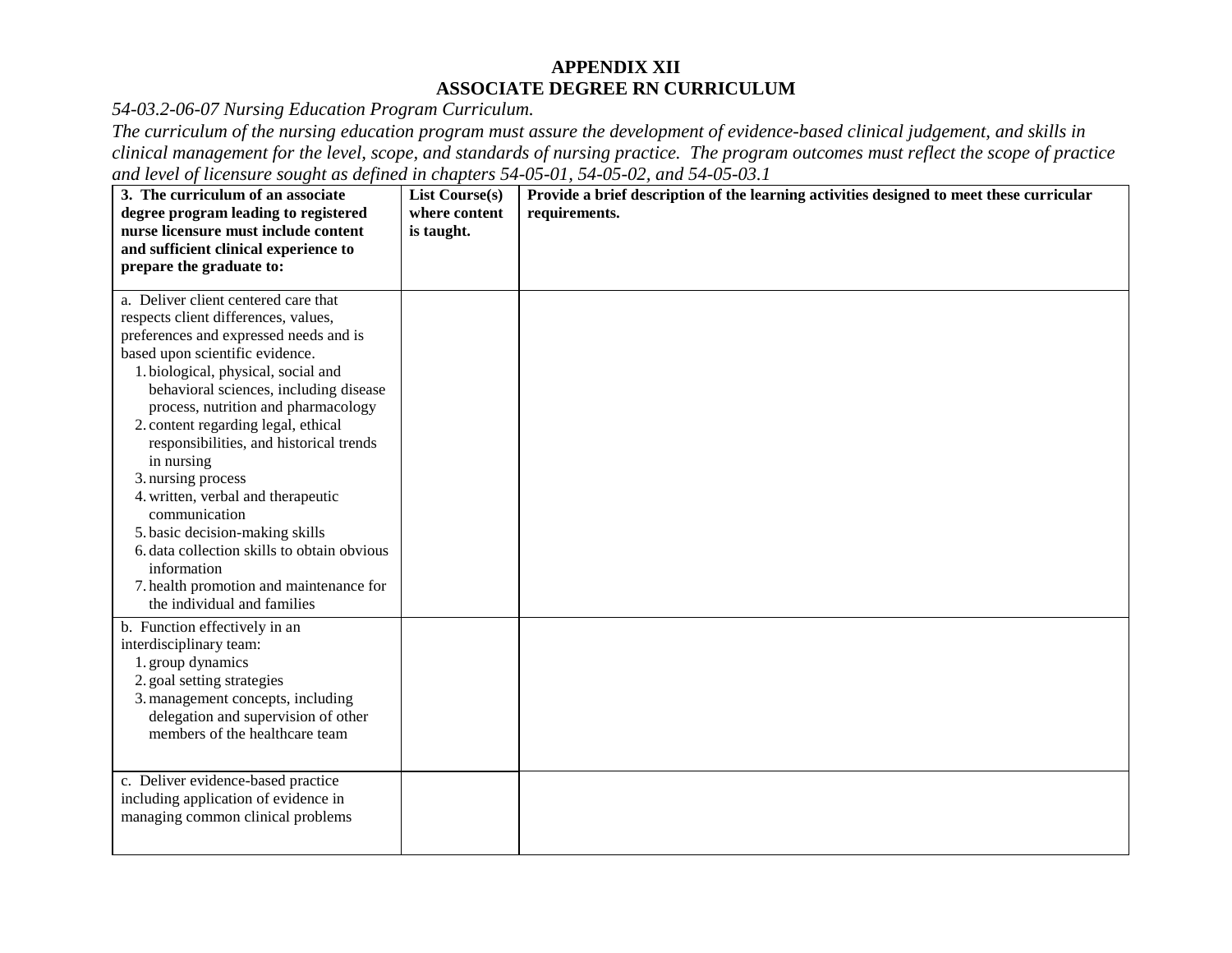**APPENDIX XII**
**ASSOCIATE DEGREE RN CURRICULUM**

*54-03.2-06-07 Nursing Education Program Curriculum.*

*The curriculum of the nursing education program must assure the development of evidence-based clinical judgement, and skills in clinical management for the level, scope, and standards of nursing practice. The program outcomes must reflect the scope of practice and level of licensure sought as defined in chapters 54-05-01, 54-05-02, and 54-05-03.1*

| **3. The curriculum of an associate degree program leading to registered nurse licensure must include content and sufficient clinical experience to prepare the graduate to:** | **List Course(s) where content is taught.** | **Provide a brief description of the learning activities designed to meet these curricular requirements.** |
|---|---|---|
| a. Deliver client centered care that respects client differences, values, preferences and expressed needs and is based upon scientific evidence.<br>1. biological, physical, social and behavioral sciences, including disease process, nutrition and pharmacology<br>2. content regarding legal, ethical responsibilities, and historical trends in nursing<br>3. nursing process<br>4. written, verbal and therapeutic communication<br>5. basic decision-making skills<br>6. data collection skills to obtain obvious information<br>7. health promotion and maintenance for the individual and families | | |
| b. Function effectively in an interdisciplinary team:<br>1. group dynamics<br>2. goal setting strategies<br>3. management concepts, including delegation and supervision of other members of the healthcare team | | |
| c. Deliver evidence-based practice including application of evidence in managing common clinical problems | | |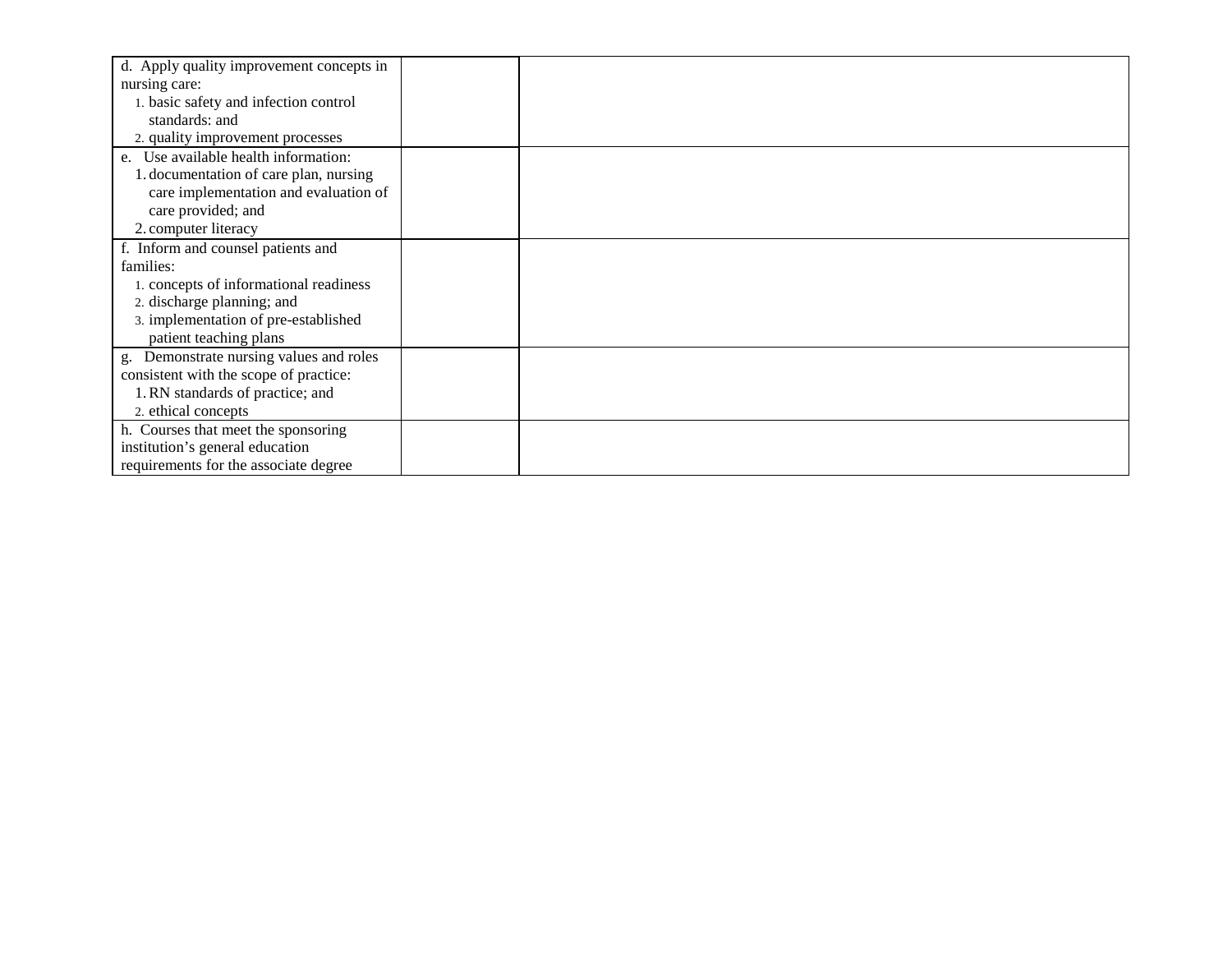| | | |
|---|---|---|
| d. Apply quality improvement concepts in nursing care:<br>1. basic safety and infection control standards: and<br>2. quality improvement processes | | |
| e. Use available health information:<br>1. documentation of care plan, nursing care implementation and evaluation of care provided; and<br>2. computer literacy | | |
| f. Inform and counsel patients and families:<br>1. concepts of informational readiness<br>2. discharge planning; and<br>3. implementation of pre-established patient teaching plans | | |
| g. Demonstrate nursing values and roles consistent with the scope of practice:<br>1. RN standards of practice; and<br>2. ethical concepts | | |
| h. Courses that meet the sponsoring institution's general education requirements for the associate degree | | |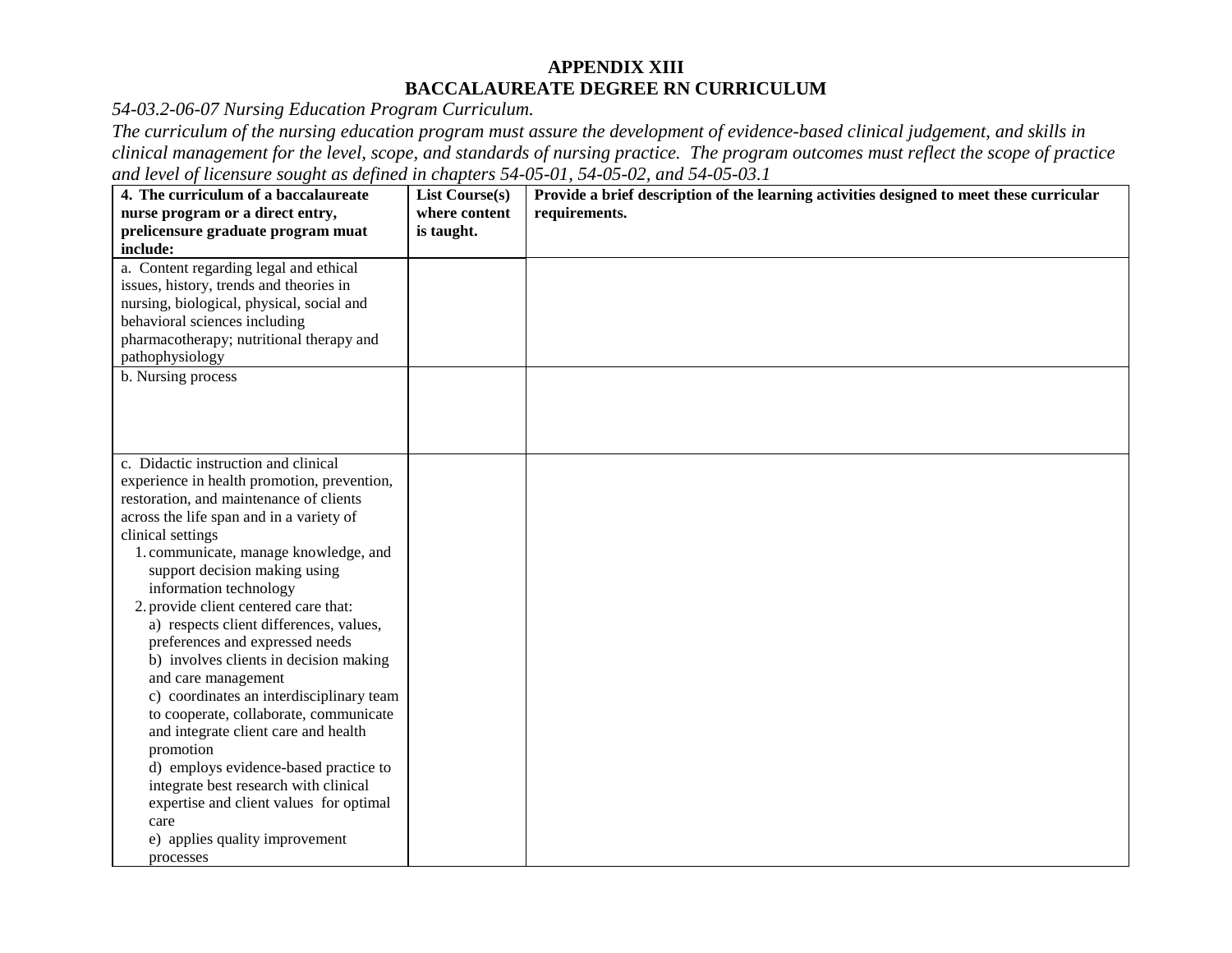**APPENDIX XIII**
**BACCALAUREATE DEGREE RN CURRICULUM**

*54-03.2-06-07 Nursing Education Program Curriculum.*
*The curriculum of the nursing education program must assure the development of evidence-based clinical judgement, and skills in clinical management for the level, scope, and standards of nursing practice. The program outcomes must reflect the scope of practice and level of licensure sought as defined in chapters 54-05-01, 54-05-02, and 54-05-03.1*

| **4. The curriculum of a baccalaureate nurse program or a direct entry, prelicensure graduate program muat include:** | **List Course(s) where content is taught.** | **Provide a brief description of the learning activities designed to meet these curricular requirements.** |
|---|---|---|
| a. Content regarding legal and ethical issues, history, trends and theories in nursing, biological, physical, social and behavioral sciences including pharmacotherapy; nutritional therapy and pathophysiology | | |
| b. Nursing process | | |
| c. Didactic instruction and clinical experience in health promotion, prevention, restoration, and maintenance of clients across the life span and in a variety of clinical settings<br>1. communicate, manage knowledge, and support decision making using information technology<br>2. provide client centered care that:<br>a) respects client differences, values, preferences and expressed needs<br>b) involves clients in decision making and care management<br>c) coordinates an interdisciplinary team to cooperate, collaborate, communicate and integrate client care and health promotion<br>d) employs evidence-based practice to integrate best research with clinical expertise and client values for optimal care<br>e) applies quality improvement processes | | |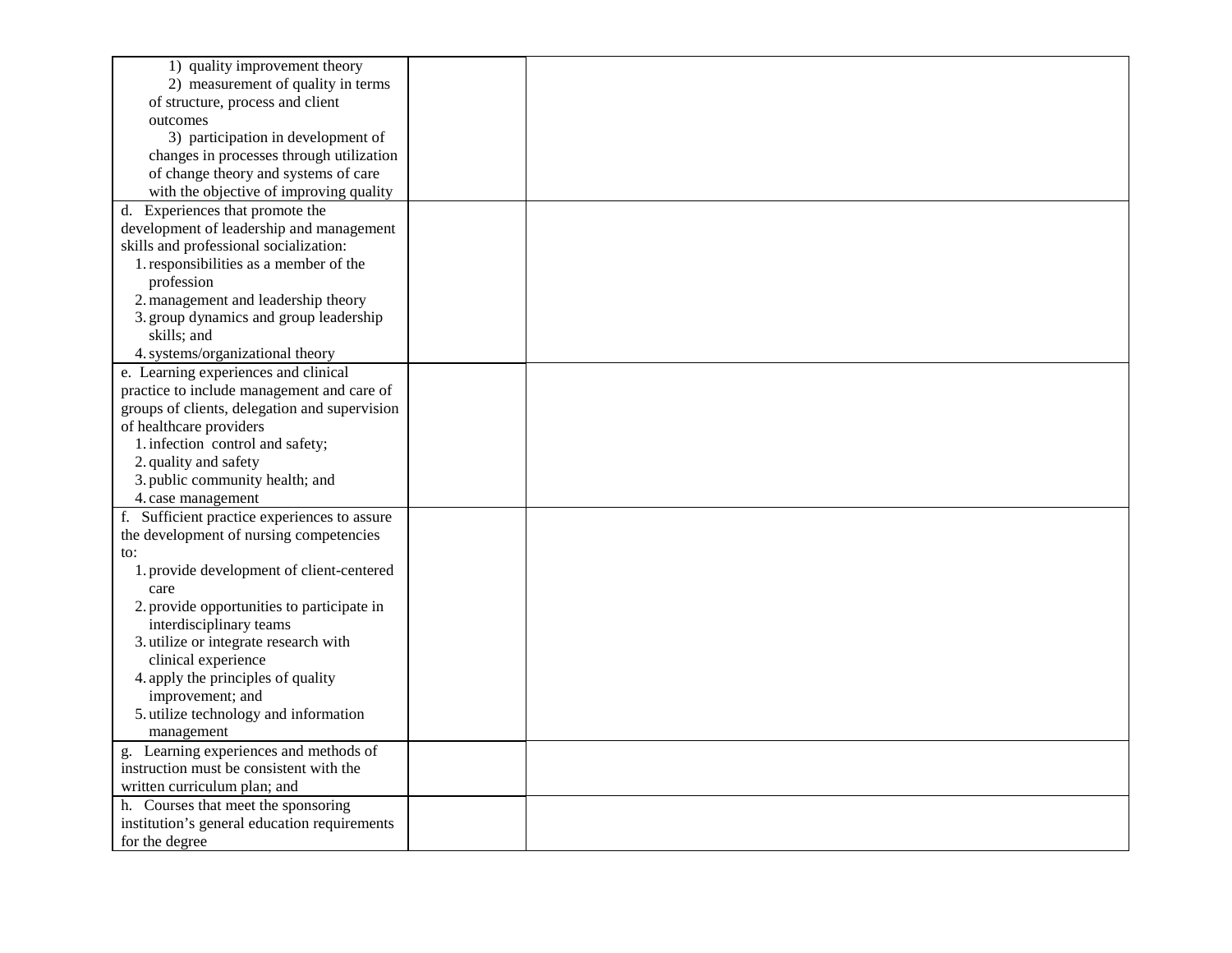| | | |
|---|---|---|
| 1) quality improvement theory<br>2) measurement of quality in terms of structure, process and client outcomes<br>3) participation in development of changes in processes through utilization of change theory and systems of care with the objective of improving quality | | |
| d. Experiences that promote the development of leadership and management skills and professional socialization:<br>1. responsibilities as a member of the profession<br>2. management and leadership theory<br>3. group dynamics and group leadership skills; and<br>4. systems/organizational theory | | |
| e. Learning experiences and clinical practice to include management and care of groups of clients, delegation and supervision of healthcare providers<br>1. infection control and safety;<br>2. quality and safety<br>3. public community health; and<br>4. case management | | |
| f. Sufficient practice experiences to assure the development of nursing competencies to:<br>1. provide development of client-centered care<br>2. provide opportunities to participate in interdisciplinary teams<br>3. utilize or integrate research with clinical experience<br>4. apply the principles of quality improvement; and<br>5. utilize technology and information management | | |
| g. Learning experiences and methods of instruction must be consistent with the written curriculum plan; and | | |
| h. Courses that meet the sponsoring institution's general education requirements for the degree | | |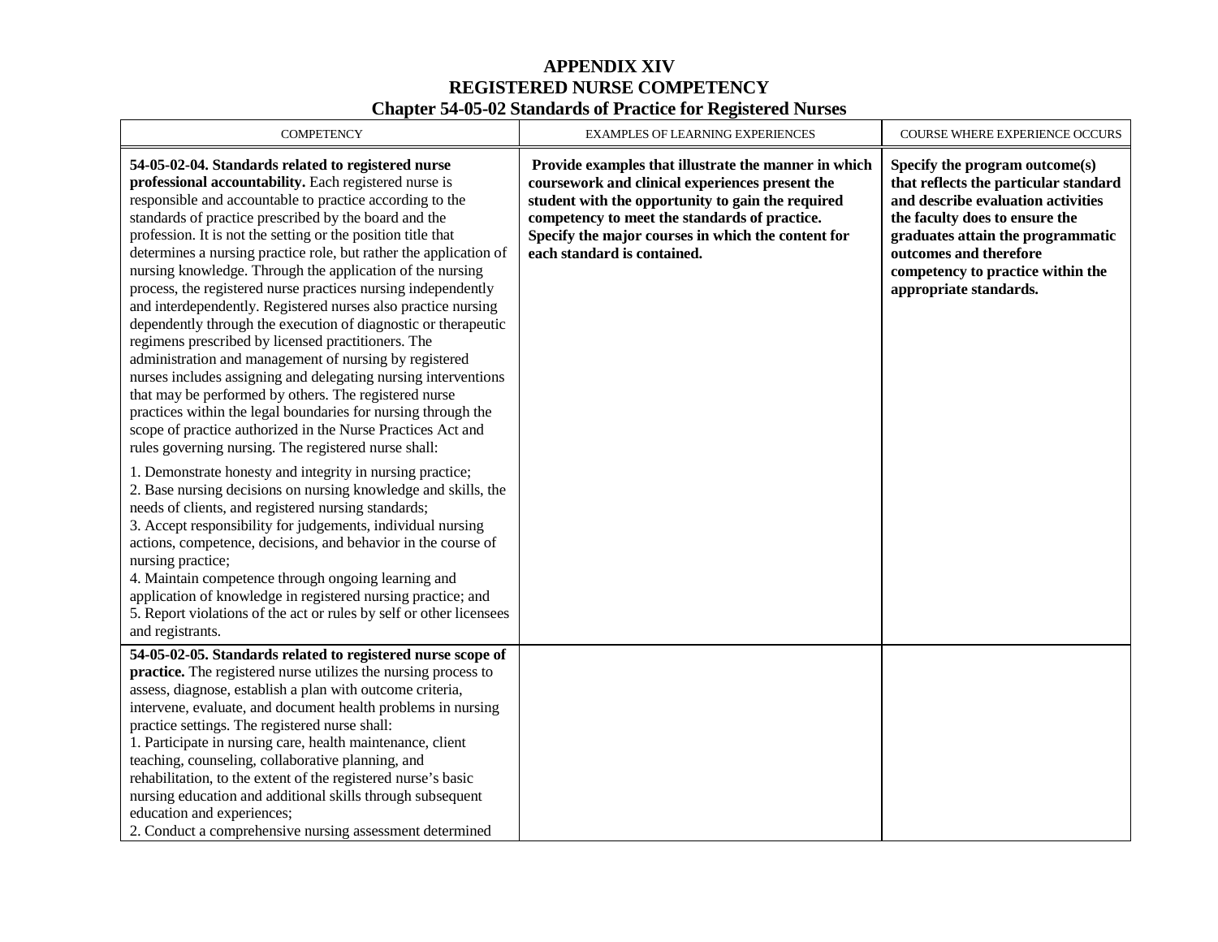# APPENDIX XIV
## REGISTERED NURSE COMPETENCY
### Chapter 54-05-02 Standards of Practice for Registered Nurses

| COMPETENCY | EXAMPLES OF LEARNING EXPERIENCES | COURSE WHERE EXPERIENCE OCCURS |
|---|---|---|
| **54-05-02-04. Standards related to registered nurse professional accountability.** Each registered nurse is responsible and accountable to practice according to the standards of practice prescribed by the board and the profession. It is not the setting or the position title that determines a nursing practice role, but rather the application of nursing knowledge. Through the application of the nursing process, the registered nurse practices nursing independently and interdependently. Registered nurses also practice nursing dependently through the execution of diagnostic or therapeutic regimens prescribed by licensed practitioners. The administration and management of nursing by registered nurses includes assigning and delegating nursing interventions that may be performed by others. The registered nurse practices within the legal boundaries for nursing through the scope of practice authorized in the Nurse Practices Act and rules governing nursing. The registered nurse shall:<br><br>1. Demonstrate honesty and integrity in nursing practice;<br>2. Base nursing decisions on nursing knowledge and skills, the needs of clients, and registered nursing standards;<br>3. Accept responsibility for judgements, individual nursing actions, competence, decisions, and behavior in the course of nursing practice;<br>4. Maintain competence through ongoing learning and application of knowledge in registered nursing practice; and<br>5. Report violations of the act or rules by self or other licensees and registrants. | **Provide examples that illustrate the manner in which coursework and clinical experiences present the student with the opportunity to gain the required competency to meet the standards of practice. Specify the major courses in which the content for each standard is contained.** | **Specify the program outcome(s) that reflects the particular standard and describe evaluation activities the faculty does to ensure the graduates attain the programmatic outcomes and therefore competency to practice within the appropriate standards.** |
| **54-05-02-05. Standards related to registered nurse scope of practice.** The registered nurse utilizes the nursing process to assess, diagnose, establish a plan with outcome criteria, intervene, evaluate, and document health problems in nursing practice settings. The registered nurse shall:<br>1. Participate in nursing care, health maintenance, client teaching, counseling, collaborative planning, and rehabilitation, to the extent of the registered nurse's basic nursing education and additional skills through subsequent education and experiences;<br>2. Conduct a comprehensive nursing assessment determined | | |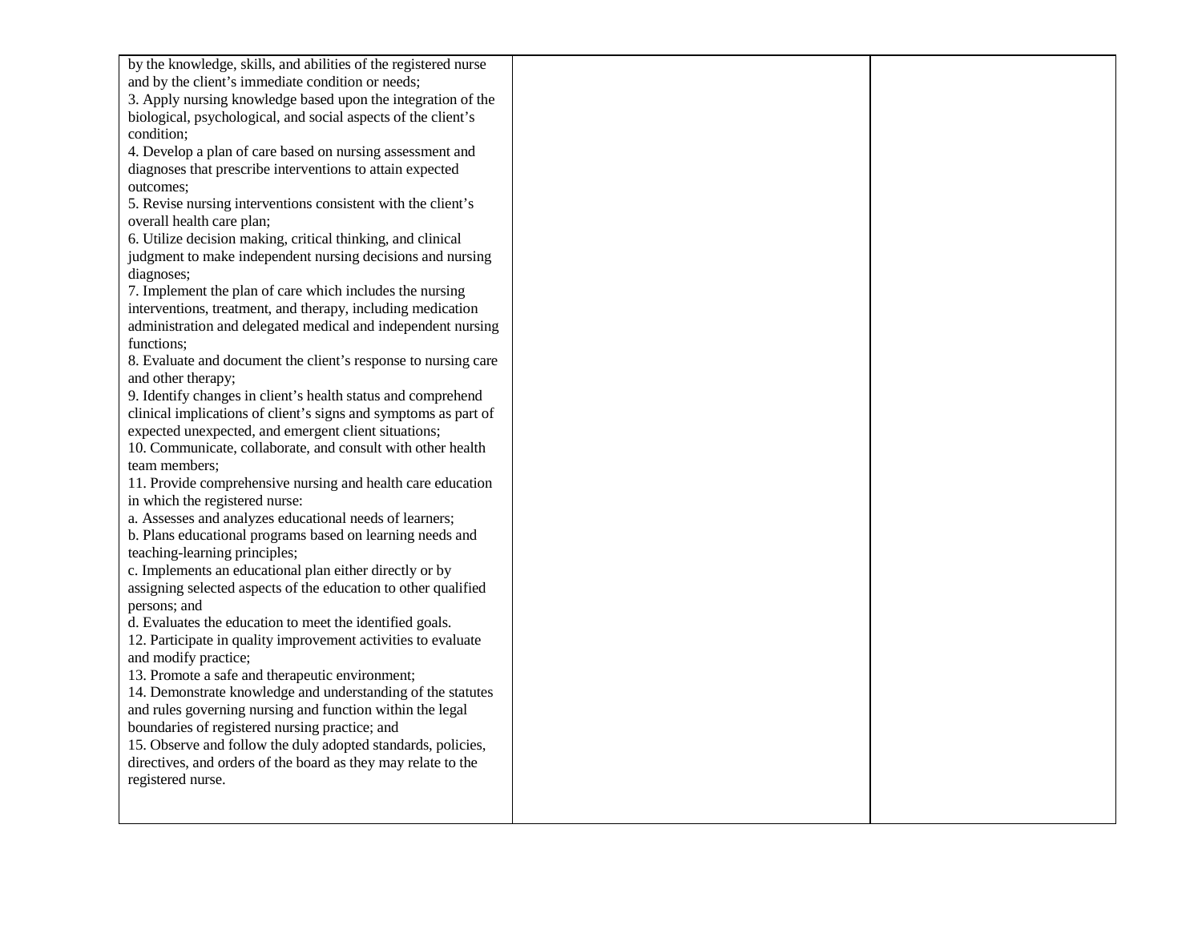| | | |
|---|---|---|
| by the knowledge, skills, and abilities of the registered nurse and by the client's immediate condition or needs;<br>3. Apply nursing knowledge based upon the integration of the biological, psychological, and social aspects of the client's condition;<br>4. Develop a plan of care based on nursing assessment and diagnoses that prescribe interventions to attain expected outcomes;<br>5. Revise nursing interventions consistent with the client's overall health care plan;<br>6. Utilize decision making, critical thinking, and clinical judgment to make independent nursing decisions and nursing diagnoses;<br>7. Implement the plan of care which includes the nursing interventions, treatment, and therapy, including medication administration and delegated medical and independent nursing functions;<br>8. Evaluate and document the client's response to nursing care and other therapy;<br>9. Identify changes in client's health status and comprehend clinical implications of client's signs and symptoms as part of expected unexpected, and emergent client situations;<br>10. Communicate, collaborate, and consult with other health team members;<br>11. Provide comprehensive nursing and health care education in which the registered nurse:<br>a. Assesses and analyzes educational needs of learners;<br>b. Plans educational programs based on learning needs and teaching-learning principles;<br>c. Implements an educational plan either directly or by assigning selected aspects of the education to other qualified persons; and<br>d. Evaluates the education to meet the identified goals.<br>12. Participate in quality improvement activities to evaluate and modify practice;<br>13. Promote a safe and therapeutic environment;<br>14. Demonstrate knowledge and understanding of the statutes and rules governing nursing and function within the legal boundaries of registered nursing practice; and<br>15. Observe and follow the duly adopted standards, policies, directives, and orders of the board as they may relate to the registered nurse. | | |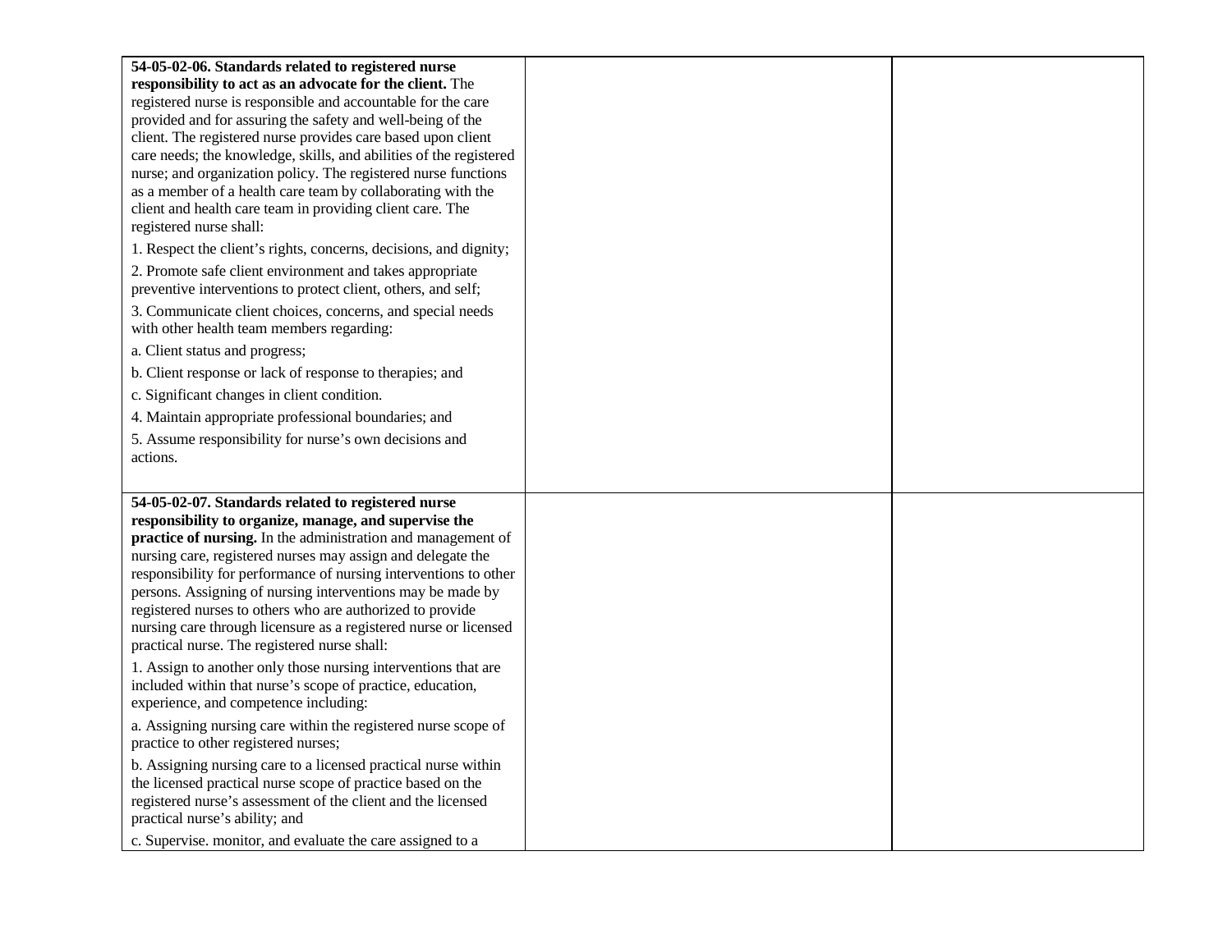| | | |
|---|---|---|
| **54-05-02-06. Standards related to registered nurse responsibility to act as an advocate for the client.** The registered nurse is responsible and accountable for the care provided and for assuring the safety and well-being of the client. The registered nurse provides care based upon client care needs; the knowledge, skills, and abilities of the registered nurse; and organization policy. The registered nurse functions as a member of a health care team by collaborating with the client and health care team in providing client care. The registered nurse shall:<br><br>1. Respect the client's rights, concerns, decisions, and dignity;<br><br>2. Promote safe client environment and takes appropriate preventive interventions to protect client, others, and self;<br><br>3. Communicate client choices, concerns, and special needs with other health team members regarding:<br><br>a. Client status and progress;<br><br>b. Client response or lack of response to therapies; and<br><br>c. Significant changes in client condition.<br><br>4. Maintain appropriate professional boundaries; and<br><br>5. Assume responsibility for nurse's own decisions and actions. | | |
| **54-05-02-07. Standards related to registered nurse responsibility to organize, manage, and supervise the practice of nursing.** In the administration and management of nursing care, registered nurses may assign and delegate the responsibility for performance of nursing interventions to other persons. Assigning of nursing interventions may be made by registered nurses to others who are authorized to provide nursing care through licensure as a registered nurse or licensed practical nurse. The registered nurse shall:<br><br>1. Assign to another only those nursing interventions that are included within that nurse's scope of practice, education, experience, and competence including:<br><br>a. Assigning nursing care within the registered nurse scope of practice to other registered nurses;<br><br>b. Assigning nursing care to a licensed practical nurse within the licensed practical nurse scope of practice based on the registered nurse's assessment of the client and the licensed practical nurse's ability; and<br><br>c. Supervise. monitor, and evaluate the care assigned to a | | |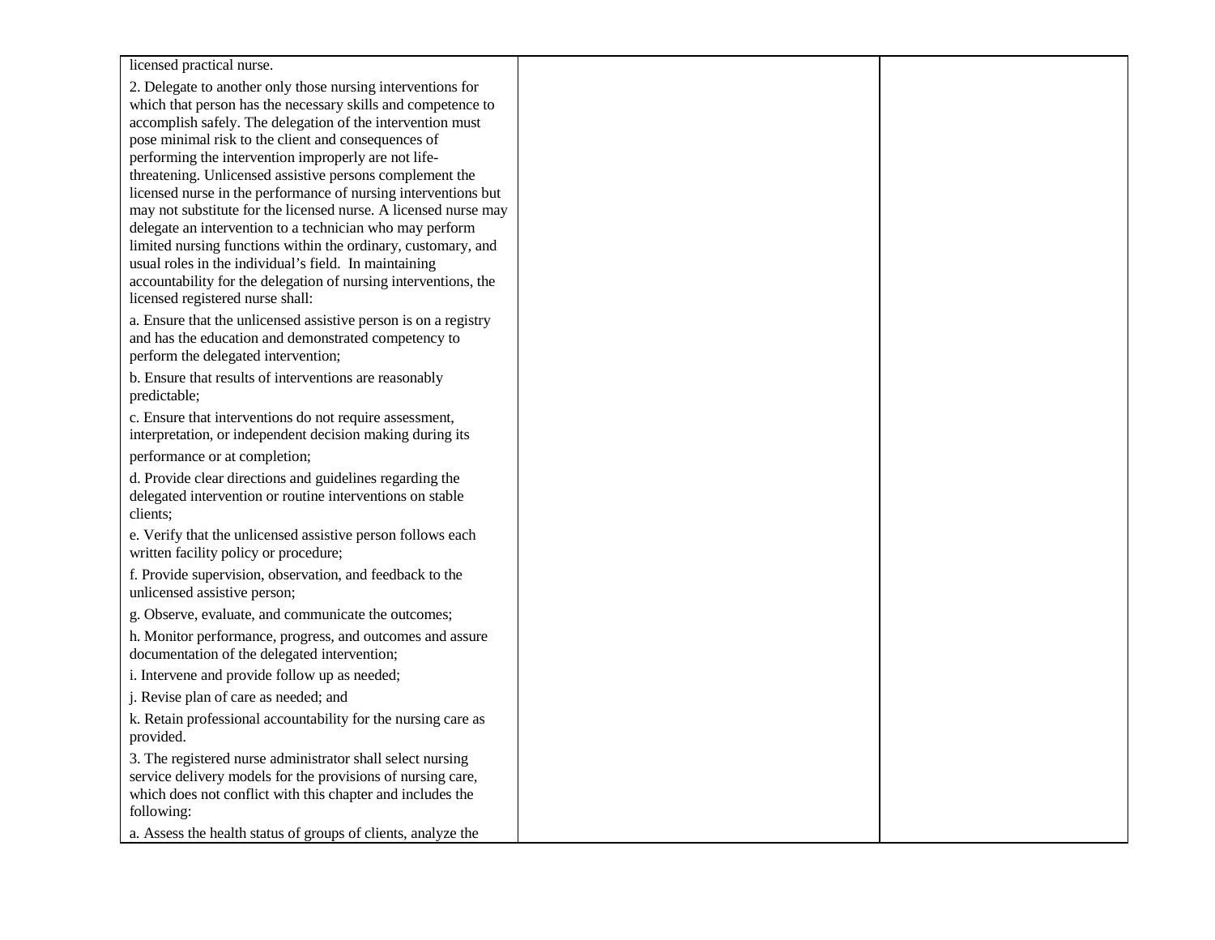| | | |
|---|---|---|
| licensed practical nurse.<br><br>2. Delegate to another only those nursing interventions for which that person has the necessary skills and competence to accomplish safely. The delegation of the intervention must pose minimal risk to the client and consequences of performing the intervention improperly are not life-threatening. Unlicensed assistive persons complement the licensed nurse in the performance of nursing interventions but may not substitute for the licensed nurse. A licensed nurse may delegate an intervention to a technician who may perform limited nursing functions within the ordinary, customary, and usual roles in the individual's field. In maintaining accountability for the delegation of nursing interventions, the licensed registered nurse shall:<br><br>a. Ensure that the unlicensed assistive person is on a registry and has the education and demonstrated competency to perform the delegated intervention;<br><br>b. Ensure that results of interventions are reasonably predictable;<br><br>c. Ensure that interventions do not require assessment, interpretation, or independent decision making during its performance or at completion;<br><br>d. Provide clear directions and guidelines regarding the delegated intervention or routine interventions on stable clients;<br><br>e. Verify that the unlicensed assistive person follows each written facility policy or procedure;<br><br>f. Provide supervision, observation, and feedback to the unlicensed assistive person;<br><br>g. Observe, evaluate, and communicate the outcomes;<br><br>h. Monitor performance, progress, and outcomes and assure documentation of the delegated intervention;<br><br>i. Intervene and provide follow up as needed;<br><br>j. Revise plan of care as needed; and<br><br>k. Retain professional accountability for the nursing care as provided.<br><br>3. The registered nurse administrator shall select nursing service delivery models for the provisions of nursing care, which does not conflict with this chapter and includes the following:<br><br>a. Assess the health status of groups of clients, analyze the | | |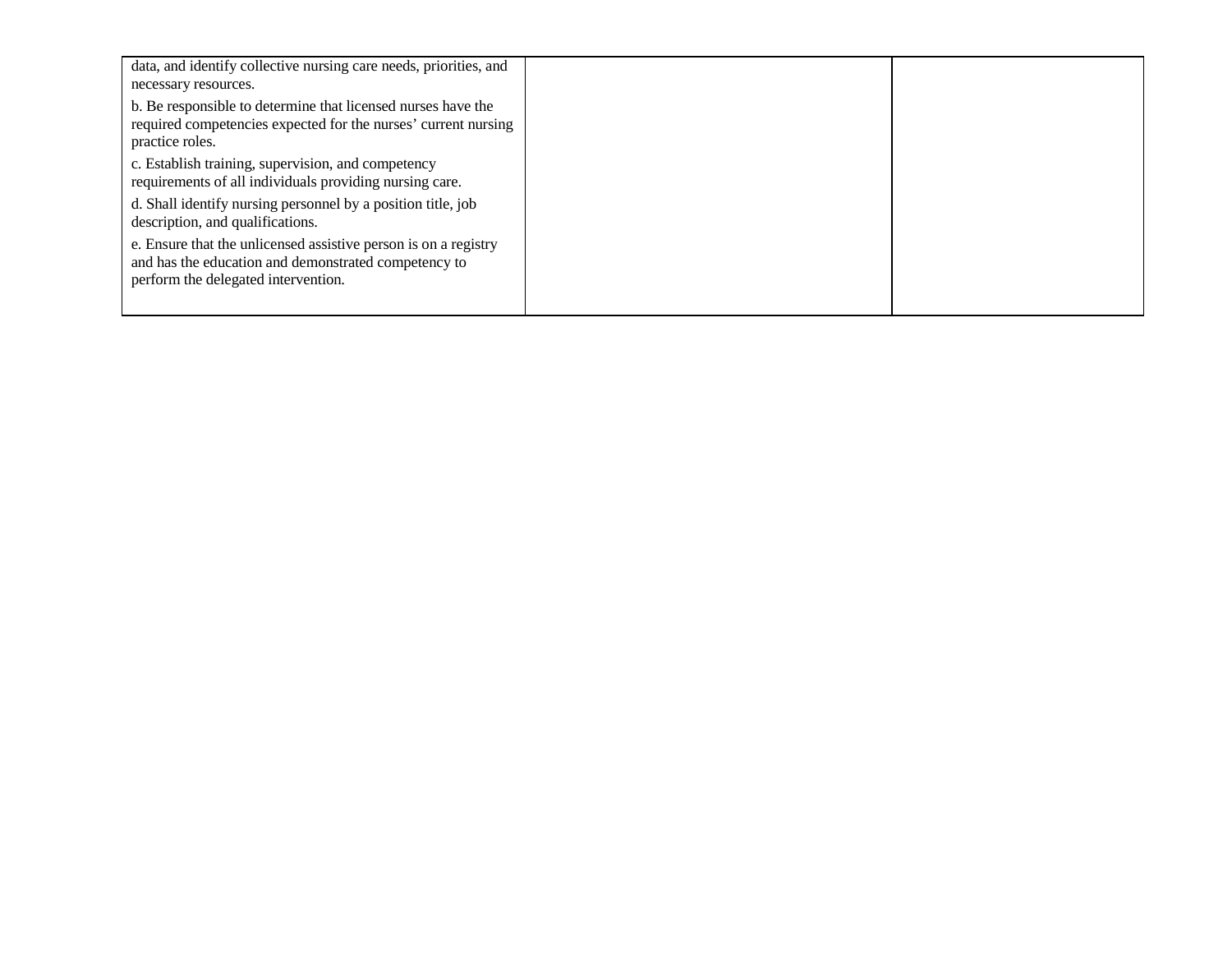| | | |
|---|---|---|
| data, and identify collective nursing care needs, priorities, and necessary resources.<br><br>b. Be responsible to determine that licensed nurses have the required competencies expected for the nurses' current nursing practice roles.<br><br>c. Establish training, supervision, and competency requirements of all individuals providing nursing care.<br><br>d. Shall identify nursing personnel by a position title, job description, and qualifications.<br><br>e. Ensure that the unlicensed assistive person is on a registry and has the education and demonstrated competency to perform the delegated intervention. | | |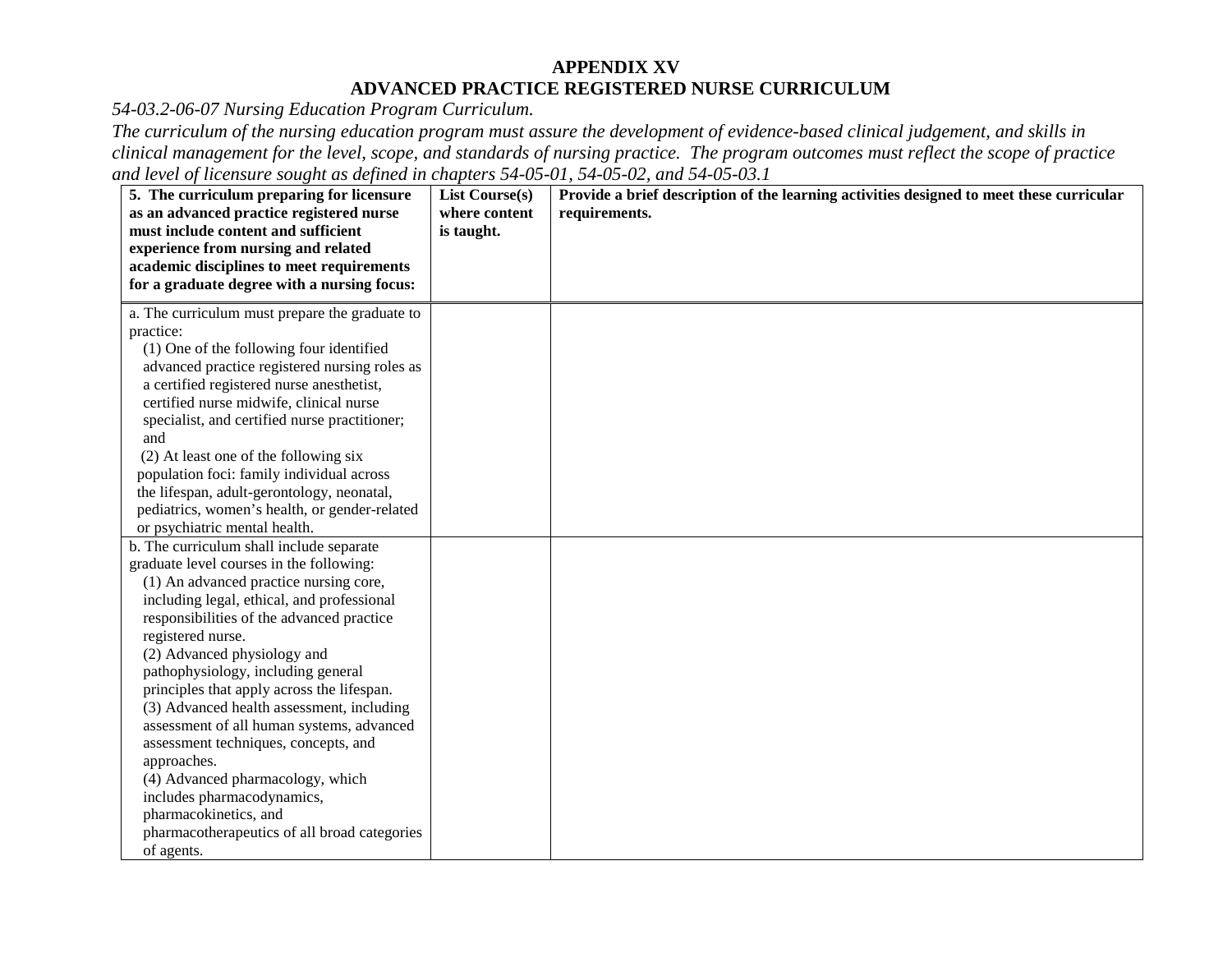# APPENDIX XV
# ADVANCED PRACTICE REGISTERED NURSE CURRICULUM

*54-03.2-06-07 Nursing Education Program Curriculum.*

*The curriculum of the nursing education program must assure the development of evidence-based clinical judgement, and skills in clinical management for the level, scope, and standards of nursing practice. The program outcomes must reflect the scope of practice and level of licensure sought as defined in chapters 54-05-01, 54-05-02, and 54-05-03.1*

| **5. The curriculum preparing for licensure as an advanced practice registered nurse must include content and sufficient experience from nursing and related academic disciplines to meet requirements for a graduate degree with a nursing focus:** | **List Course(s) where content is taught.** | **Provide a brief description of the learning activities designed to meet these curricular requirements.** |
|---|---|---|
| a. The curriculum must prepare the graduate to practice:<br>(1) One of the following four identified advanced practice registered nursing roles as a certified registered nurse anesthetist, certified nurse midwife, clinical nurse specialist, and certified nurse practitioner; and<br>(2) At least one of the following six population foci: family individual across the lifespan, adult-gerontology, neonatal, pediatrics, women's health, or gender-related or psychiatric mental health. | | |
| b. The curriculum shall include separate graduate level courses in the following:<br>(1) An advanced practice nursing core, including legal, ethical, and professional responsibilities of the advanced practice registered nurse.<br>(2) Advanced physiology and pathophysiology, including general principles that apply across the lifespan.<br>(3) Advanced health assessment, including assessment of all human systems, advanced assessment techniques, concepts, and approaches.<br>(4) Advanced pharmacology, which includes pharmacodynamics, pharmacokinetics, and pharmacotherapeutics of all broad categories of agents. | | |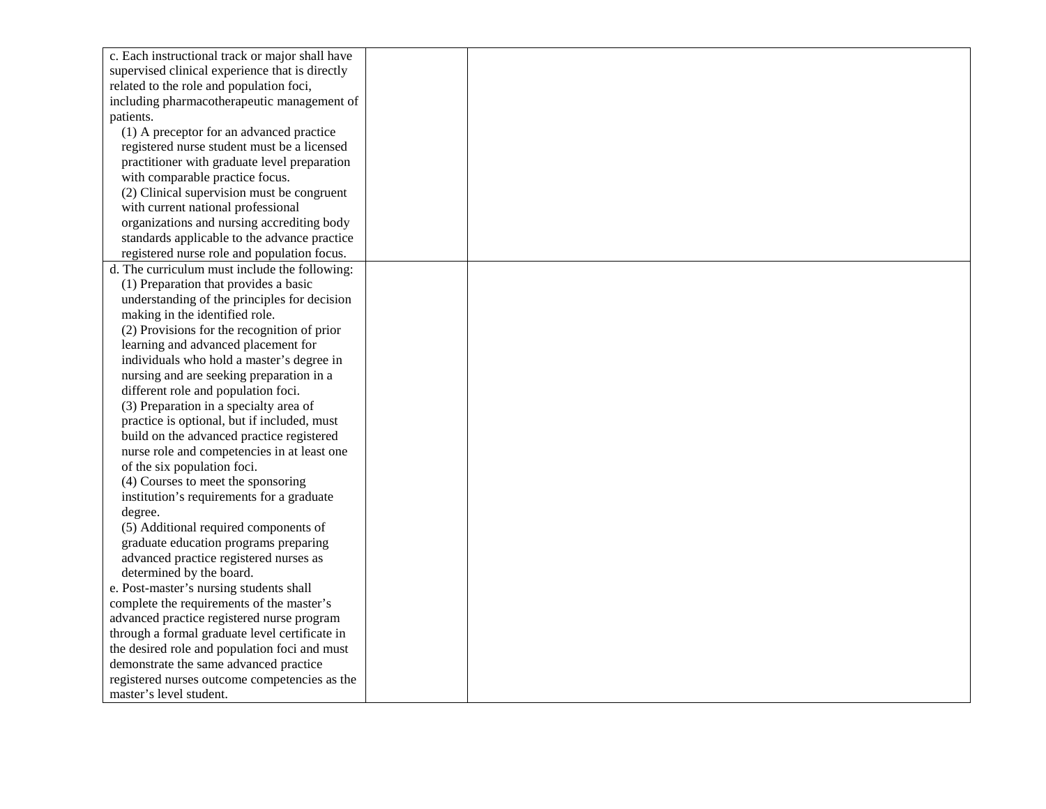| | | |
|---|---|---|
| c. Each instructional track or major shall have supervised clinical experience that is directly related to the role and population foci, including pharmacotherapeutic management of patients.<br>(1) A preceptor for an advanced practice registered nurse student must be a licensed practitioner with graduate level preparation with comparable practice focus.<br>(2) Clinical supervision must be congruent with current national professional organizations and nursing accrediting body standards applicable to the advance practice registered nurse role and population focus. | | |
| d. The curriculum must include the following:<br>(1) Preparation that provides a basic understanding of the principles for decision making in the identified role.<br>(2) Provisions for the recognition of prior learning and advanced placement for individuals who hold a master's degree in nursing and are seeking preparation in a different role and population foci.<br>(3) Preparation in a specialty area of practice is optional, but if included, must build on the advanced practice registered nurse role and competencies in at least one of the six population foci.<br>(4) Courses to meet the sponsoring institution's requirements for a graduate degree.<br>(5) Additional required components of graduate education programs preparing advanced practice registered nurses as determined by the board.<br>e. Post-master's nursing students shall complete the requirements of the master's advanced practice registered nurse program through a formal graduate level certificate in the desired role and population foci and must demonstrate the same advanced practice registered nurses outcome competencies as the master's level student. | | |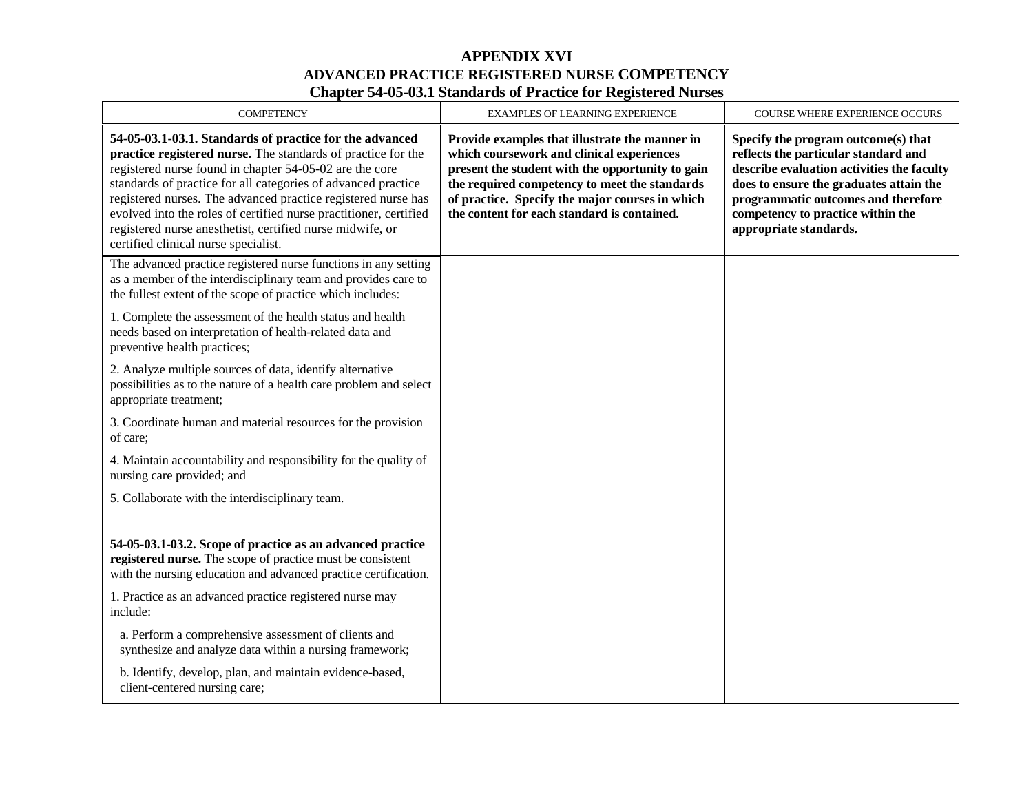# APPENDIX XVI

## ADVANCED PRACTICE REGISTERED NURSE COMPETENCY

## Chapter 54-05-03.1 Standards of Practice for Registered Nurses

| COMPETENCY | EXAMPLES OF LEARNING EXPERIENCE | COURSE WHERE EXPERIENCE OCCURS |
|---|---|---|
| **54-05-03.1-03.1. Standards of practice for the advanced practice registered nurse.** The standards of practice for the registered nurse found in chapter 54-05-02 are the core standards of practice for all categories of advanced practice registered nurses. The advanced practice registered nurse has evolved into the roles of certified nurse practitioner, certified registered nurse anesthetist, certified nurse midwife, or certified clinical nurse specialist. | **Provide examples that illustrate the manner in which coursework and clinical experiences present the student with the opportunity to gain the required competency to meet the standards of practice. Specify the major courses in which the content for each standard is contained.** | **Specify the program outcome(s) that reflects the particular standard and describe evaluation activities the faculty does to ensure the graduates attain the programmatic outcomes and therefore competency to practice within the appropriate standards.** |
| The advanced practice registered nurse functions in any setting as a member of the interdisciplinary team and provides care to the fullest extent of the scope of practice which includes:<br><br>1. Complete the assessment of the health status and health needs based on interpretation of health-related data and preventive health practices;<br><br>2. Analyze multiple sources of data, identify alternative possibilities as to the nature of a health care problem and select appropriate treatment;<br><br>3. Coordinate human and material resources for the provision of care;<br><br>4. Maintain accountability and responsibility for the quality of nursing care provided; and<br><br>5. Collaborate with the interdisciplinary team.<br><br>**54-05-03.1-03.2. Scope of practice as an advanced practice registered nurse.** The scope of practice must be consistent with the nursing education and advanced practice certification.<br><br>1. Practice as an advanced practice registered nurse may include:<br><br>a. Perform a comprehensive assessment of clients and synthesize and analyze data within a nursing framework;<br><br>b. Identify, develop, plan, and maintain evidence-based, client-centered nursing care; | | |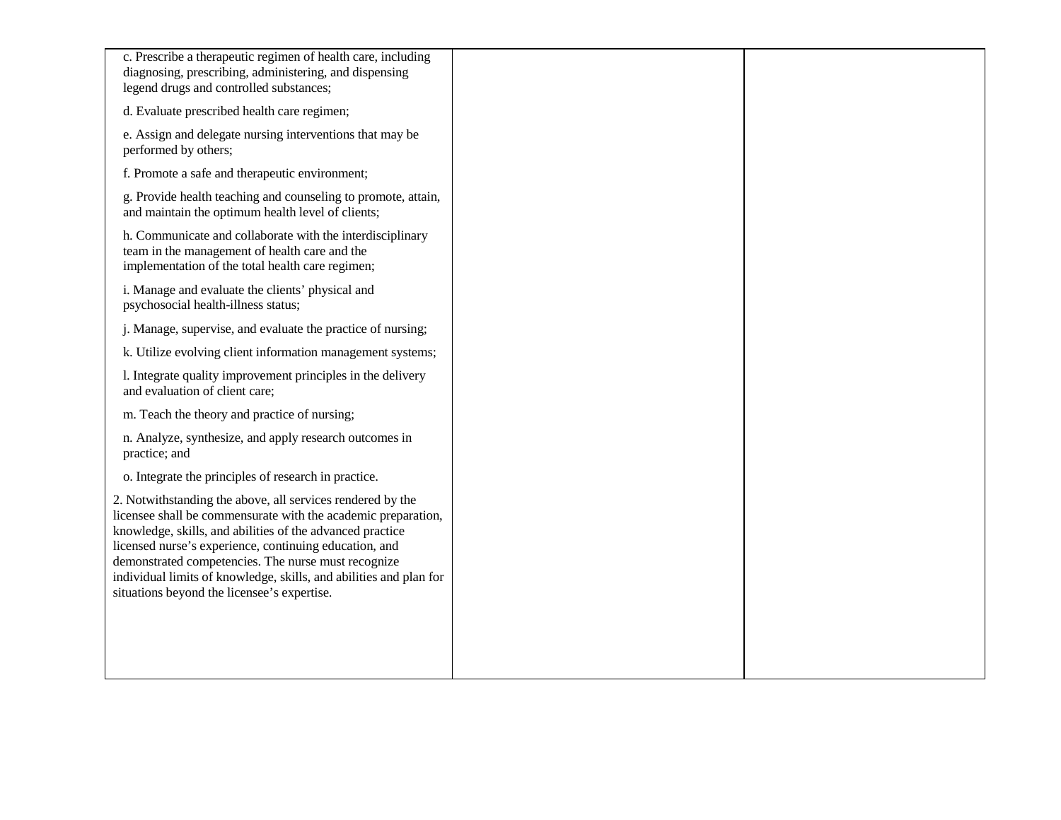| | | |
|---|---|---|
| c. Prescribe a therapeutic regimen of health care, including diagnosing, prescribing, administering, and dispensing legend drugs and controlled substances;<br><br>d. Evaluate prescribed health care regimen;<br><br>e. Assign and delegate nursing interventions that may be performed by others;<br><br>f. Promote a safe and therapeutic environment;<br><br>g. Provide health teaching and counseling to promote, attain, and maintain the optimum health level of clients;<br><br>h. Communicate and collaborate with the interdisciplinary team in the management of health care and the implementation of the total health care regimen;<br><br>i. Manage and evaluate the clients' physical and psychosocial health-illness status;<br><br>j. Manage, supervise, and evaluate the practice of nursing;<br><br>k. Utilize evolving client information management systems;<br><br>l. Integrate quality improvement principles in the delivery and evaluation of client care;<br><br>m. Teach the theory and practice of nursing;<br><br>n. Analyze, synthesize, and apply research outcomes in practice; and<br><br>o. Integrate the principles of research in practice.<br><br>2. Notwithstanding the above, all services rendered by the licensee shall be commensurate with the academic preparation, knowledge, skills, and abilities of the advanced practice licensed nurse's experience, continuing education, and demonstrated competencies. The nurse must recognize individual limits of knowledge, skills, and abilities and plan for situations beyond the licensee's expertise. | | |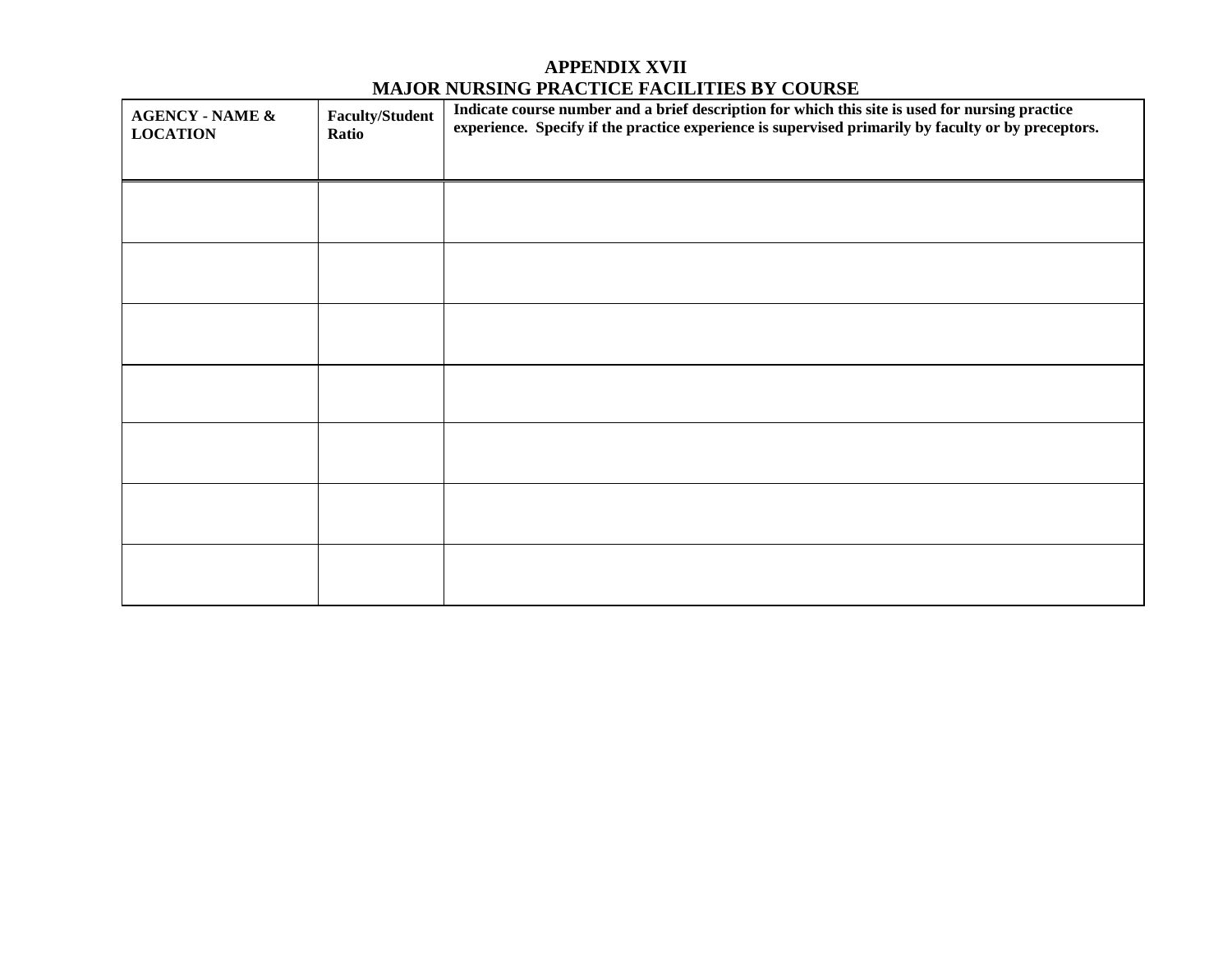# APPENDIX XVII
# MAJOR NURSING PRACTICE FACILITIES BY COURSE

| AGENCY - NAME & LOCATION | Faculty/Student Ratio | Indicate course number and a brief description for which this site is used for nursing practice experience. Specify if the practice experience is supervised primarily by faculty or by preceptors. |
|---|---|---|
| | | |
| | | |
| | | |
| | | |
| | | |
| | | |
| | | |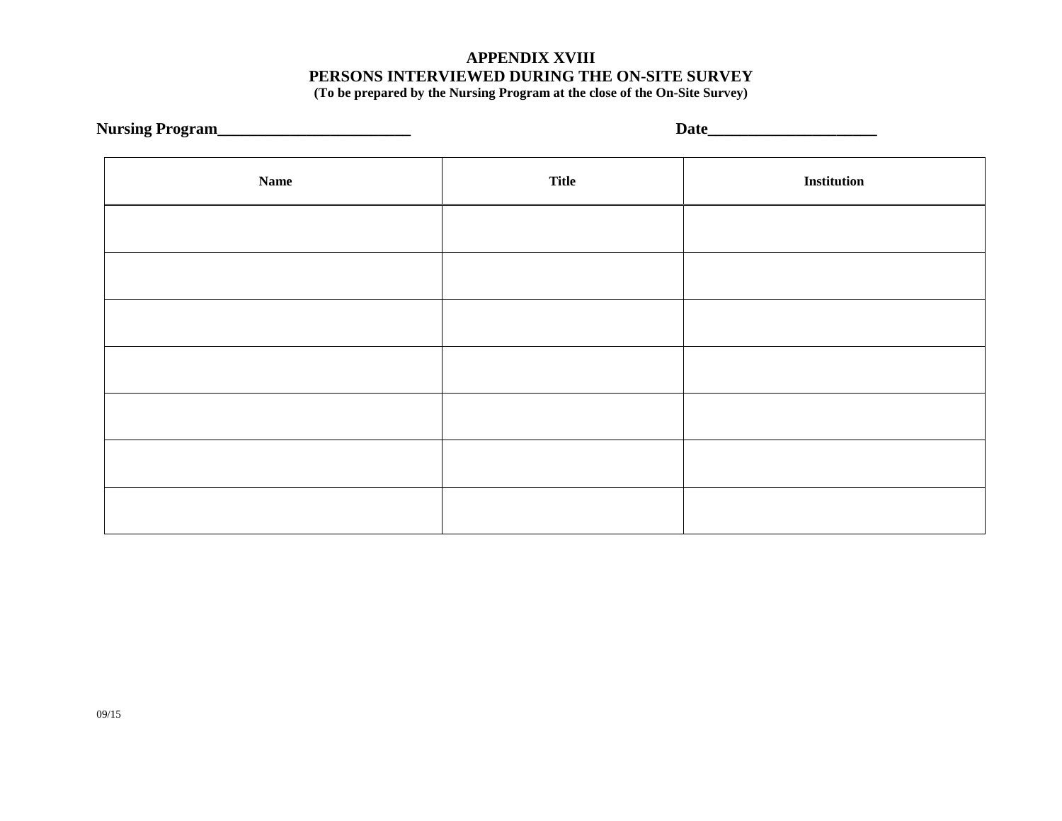**APPENDIX XVIII**
**PERSONS INTERVIEWED DURING THE ON-SITE SURVEY**
**(To be prepared by the Nursing Program at the close of the On-Site Survey)**

**Nursing Program________________________** **Date_____________________**

| Name | Title | Institution |
| --- | --- | --- |
| | | |
| | | |
| | | |
| | | |
| | | |
| | | |
| | | |

09/15